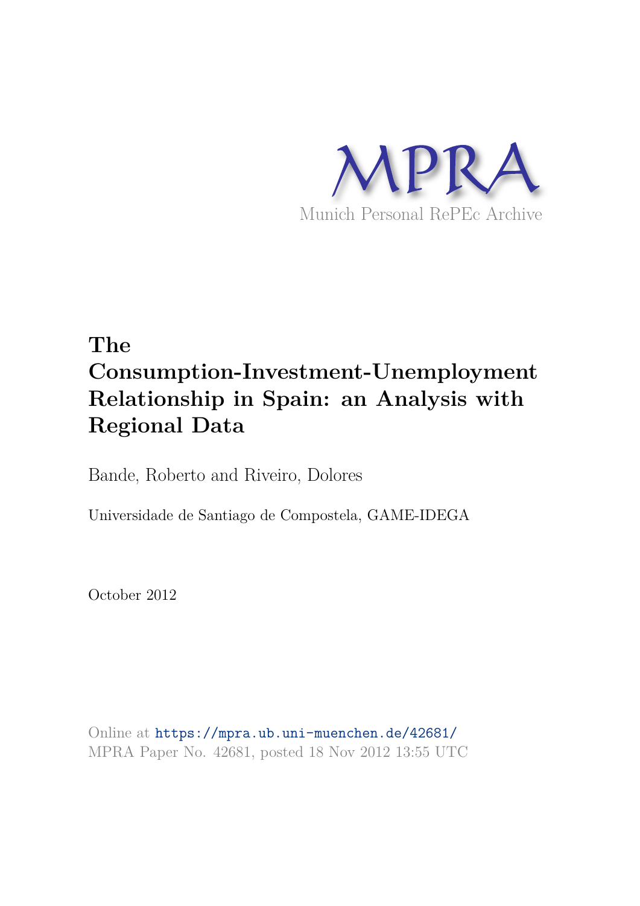MPRA

Munich Personal RePEc Archive

# The Consumption-Investment-Unemployment Relationship in Spain: an Analysis with Regional Data

Bande, Roberto and Riveiro, Dolores

Universidade de Santiago de Compostela, GAME-IDEGA

October 2012

Online at https://mpra.ub.uni-muenchen.de/42681/
MPRA Paper No. 42681, posted 18 Nov 2012 13:55 UTC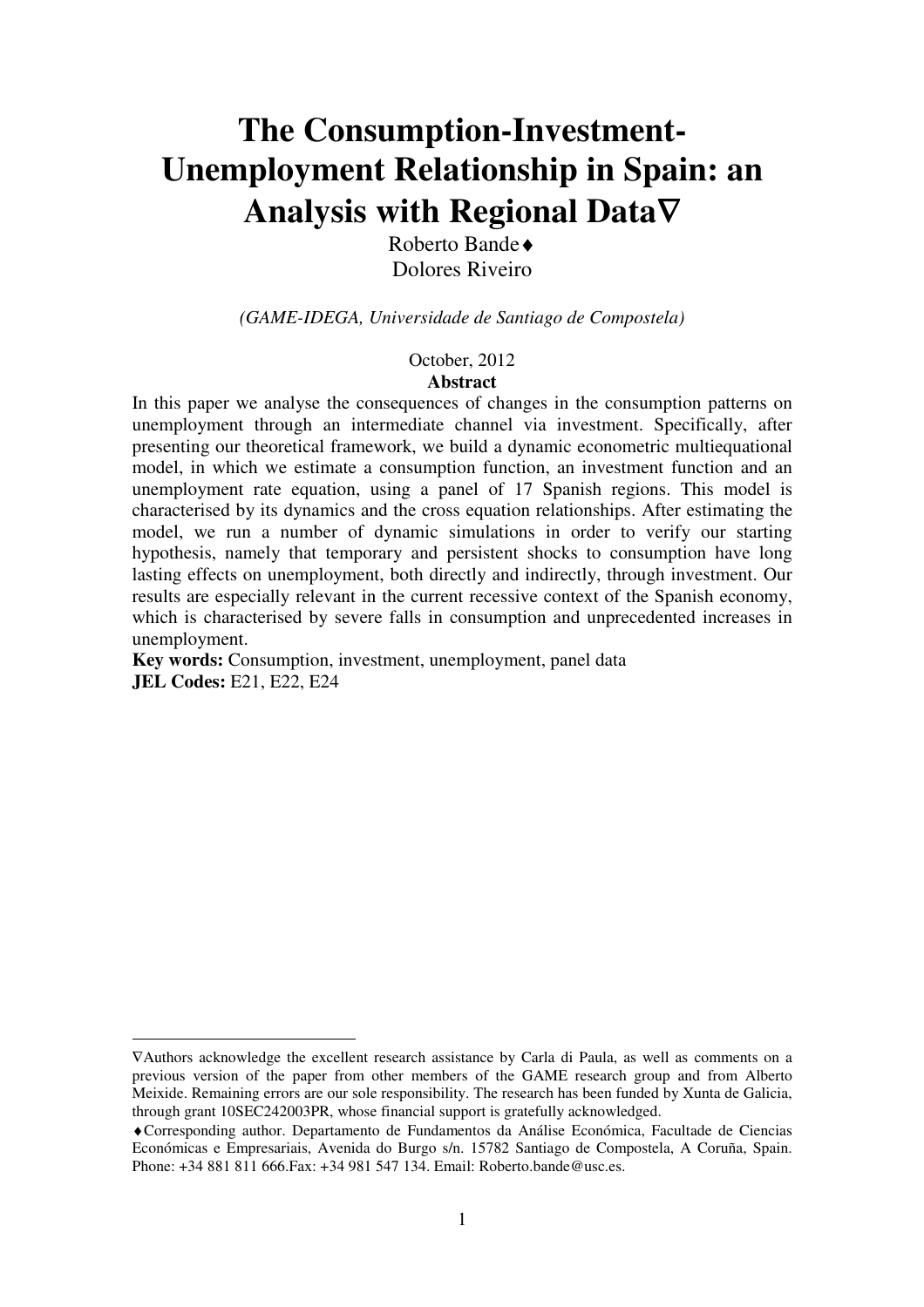# The Consumption-Investment-Unemployment Relationship in Spain: an Analysis with Regional Data∇

Roberto Bande♦
Dolores Riveiro

*(GAME-IDEGA, Universidade de Santiago de Compostela)*

October, 2012

**Abstract**

In this paper we analyse the consequences of changes in the consumption patterns on unemployment through an intermediate channel via investment. Specifically, after presenting our theoretical framework, we build a dynamic econometric multiequational model, in which we estimate a consumption function, an investment function and an unemployment rate equation, using a panel of 17 Spanish regions. This model is characterised by its dynamics and the cross equation relationships. After estimating the model, we run a number of dynamic simulations in order to verify our starting hypothesis, namely that temporary and persistent shocks to consumption have long lasting effects on unemployment, both directly and indirectly, through investment. Our results are especially relevant in the current recessive context of the Spanish economy, which is characterised by severe falls in consumption and unprecedented increases in unemployment.

**Key words:** Consumption, investment, unemployment, panel data

**JEL Codes:** E21, E22, E24

---

∇Authors acknowledge the excellent research assistance by Carla di Paula, as well as comments on a previous version of the paper from other members of the GAME research group and from Alberto Meixide. Remaining errors are our sole responsibility. The research has been funded by Xunta de Galicia, through grant 10SEC242003PR, whose financial support is gratefully acknowledged.

♦Corresponding author. Departamento de Fundamentos da Análise Económica, Facultade de Ciencias Económicas e Empresariais, Avenida do Burgo s/n. 15782 Santiago de Compostela, A Coruña, Spain. Phone: +34 881 811 666.Fax: +34 981 547 134. Email: Roberto.bande@usc.es.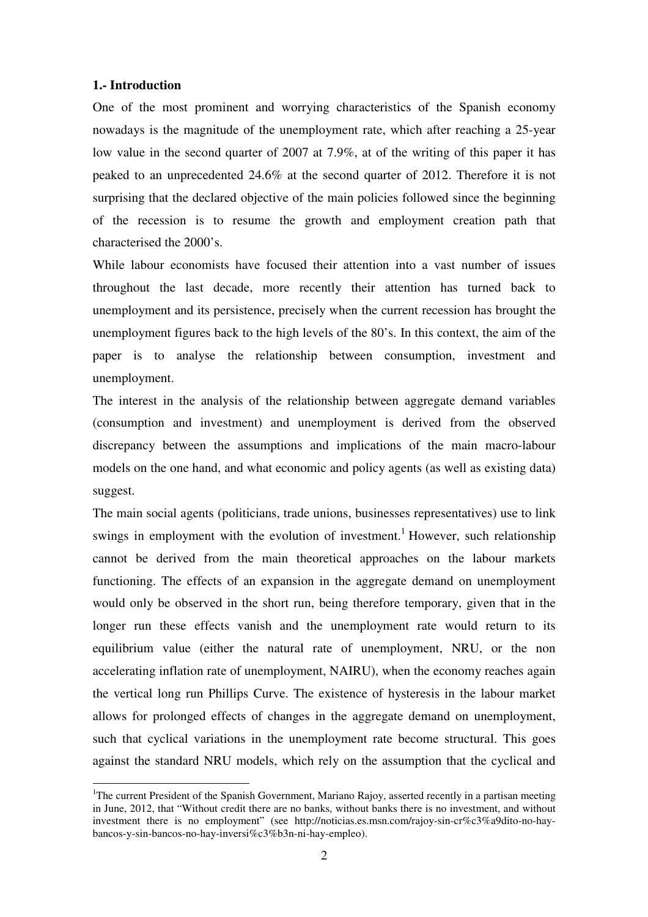## 1.- Introduction

One of the most prominent and worrying characteristics of the Spanish economy nowadays is the magnitude of the unemployment rate, which after reaching a 25-year low value in the second quarter of 2007 at 7.9%, at of the writing of this paper it has peaked to an unprecedented 24.6% at the second quarter of 2012. Therefore it is not surprising that the declared objective of the main policies followed since the beginning of the recession is to resume the growth and employment creation path that characterised the 2000's.

While labour economists have focused their attention into a vast number of issues throughout the last decade, more recently their attention has turned back to unemployment and its persistence, precisely when the current recession has brought the unemployment figures back to the high levels of the 80's. In this context, the aim of the paper is to analyse the relationship between consumption, investment and unemployment.

The interest in the analysis of the relationship between aggregate demand variables (consumption and investment) and unemployment is derived from the observed discrepancy between the assumptions and implications of the main macro-labour models on the one hand, and what economic and policy agents (as well as existing data) suggest.

The main social agents (politicians, trade unions, businesses representatives) use to link swings in employment with the evolution of investment.[1] However, such relationship cannot be derived from the main theoretical approaches on the labour markets functioning. The effects of an expansion in the aggregate demand on unemployment would only be observed in the short run, being therefore temporary, given that in the longer run these effects vanish and the unemployment rate would return to its equilibrium value (either the natural rate of unemployment, NRU, or the non accelerating inflation rate of unemployment, NAIRU), when the economy reaches again the vertical long run Phillips Curve. The existence of hysteresis in the labour market allows for prolonged effects of changes in the aggregate demand on unemployment, such that cyclical variations in the unemployment rate become structural. This goes against the standard NRU models, which rely on the assumption that the cyclical and

[1] The current President of the Spanish Government, Mariano Rajoy, asserted recently in a partisan meeting in June, 2012, that "Without credit there are no banks, without banks there is no investment, and without investment there is no employment" (see http://noticias.es.msn.com/rajoy-sin-cr%c3%a9dito-no-hay-bancos-y-sin-bancos-no-hay-inversi%c3%b3n-ni-hay-empleo).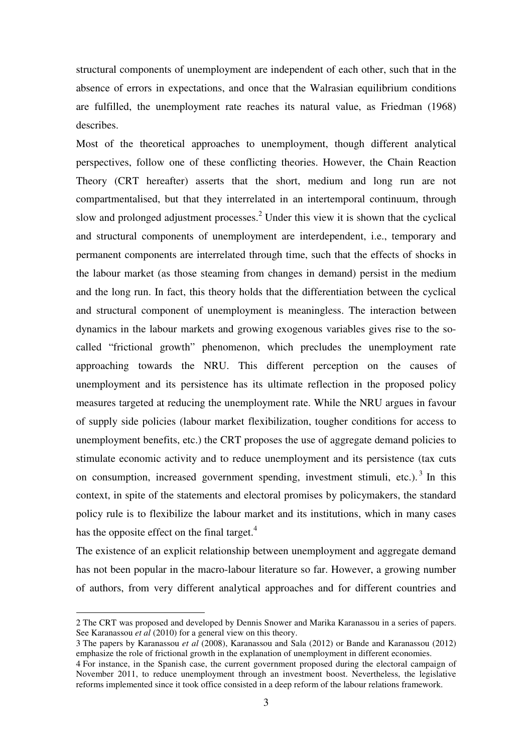structural components of unemployment are independent of each other, such that in the absence of errors in expectations, and once that the Walrasian equilibrium conditions are fulfilled, the unemployment rate reaches its natural value, as Friedman (1968) describes.

Most of the theoretical approaches to unemployment, though different analytical perspectives, follow one of these conflicting theories. However, the Chain Reaction Theory (CRT hereafter) asserts that the short, medium and long run are not compartmentalised, but that they interrelated in an intertemporal continuum, through slow and prolonged adjustment processes.[2] Under this view it is shown that the cyclical and structural components of unemployment are interdependent, i.e., temporary and permanent components are interrelated through time, such that the effects of shocks in the labour market (as those steaming from changes in demand) persist in the medium and the long run. In fact, this theory holds that the differentiation between the cyclical and structural component of unemployment is meaningless. The interaction between dynamics in the labour markets and growing exogenous variables gives rise to the so-called "frictional growth" phenomenon, which precludes the unemployment rate approaching towards the NRU. This different perception on the causes of unemployment and its persistence has its ultimate reflection in the proposed policy measures targeted at reducing the unemployment rate. While the NRU argues in favour of supply side policies (labour market flexibilization, tougher conditions for access to unemployment benefits, etc.) the CRT proposes the use of aggregate demand policies to stimulate economic activity and to reduce unemployment and its persistence (tax cuts on consumption, increased government spending, investment stimuli, etc.).[3] In this context, in spite of the statements and electoral promises by policymakers, the standard policy rule is to flexibilize the labour market and its institutions, which in many cases has the opposite effect on the final target.[4]

The existence of an explicit relationship between unemployment and aggregate demand has not been popular in the macro-labour literature so far. However, a growing number of authors, from very different analytical approaches and for different countries and

---

2 The CRT was proposed and developed by Dennis Snower and Marika Karanassou in a series of papers. See Karanassou *et al* (2010) for a general view on this theory.

3 The papers by Karanassou *et al* (2008), Karanassou and Sala (2012) or Bande and Karanassou (2012) emphasize the role of frictional growth in the explanation of unemployment in different economies.

4 For instance, in the Spanish case, the current government proposed during the electoral campaign of November 2011, to reduce unemployment through an investment boost. Nevertheless, the legislative reforms implemented since it took office consisted in a deep reform of the labour relations framework.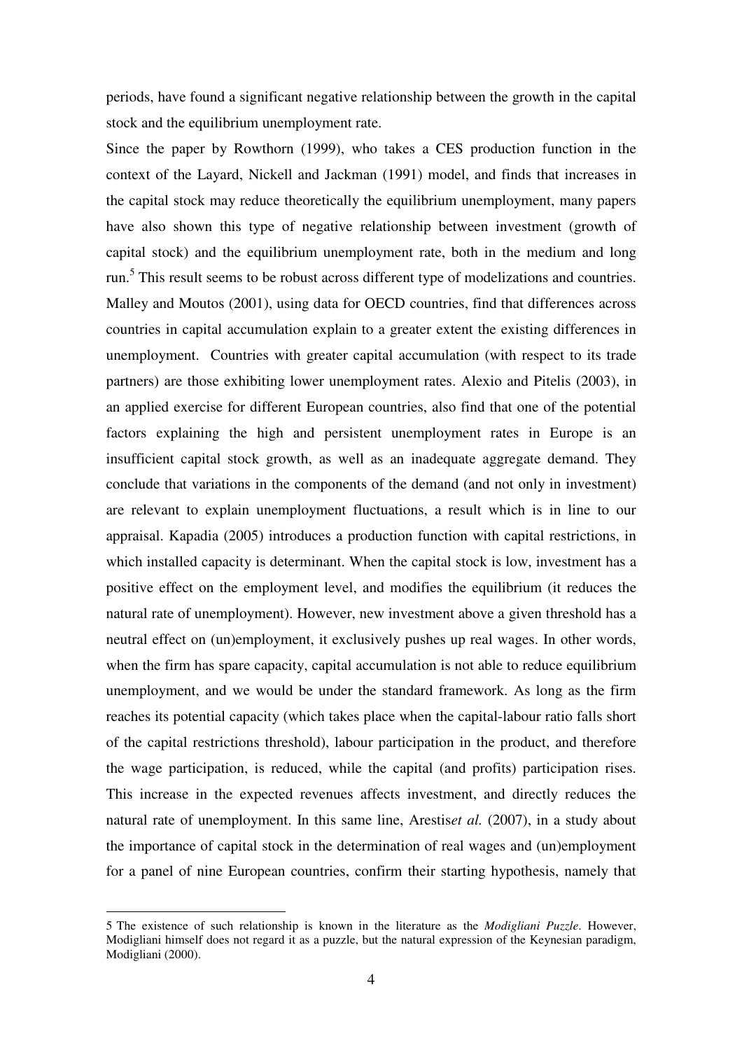periods, have found a significant negative relationship between the growth in the capital stock and the equilibrium unemployment rate.

Since the paper by Rowthorn (1999), who takes a CES production function in the context of the Layard, Nickell and Jackman (1991) model, and finds that increases in the capital stock may reduce theoretically the equilibrium unemployment, many papers have also shown this type of negative relationship between investment (growth of capital stock) and the equilibrium unemployment rate, both in the medium and long run.[5] This result seems to be robust across different type of modelizations and countries. Malley and Moutos (2001), using data for OECD countries, find that differences across countries in capital accumulation explain to a greater extent the existing differences in unemployment. Countries with greater capital accumulation (with respect to its trade partners) are those exhibiting lower unemployment rates. Alexio and Pitelis (2003), in an applied exercise for different European countries, also find that one of the potential factors explaining the high and persistent unemployment rates in Europe is an insufficient capital stock growth, as well as an inadequate aggregate demand. They conclude that variations in the components of the demand (and not only in investment) are relevant to explain unemployment fluctuations, a result which is in line to our appraisal. Kapadia (2005) introduces a production function with capital restrictions, in which installed capacity is determinant. When the capital stock is low, investment has a positive effect on the employment level, and modifies the equilibrium (it reduces the natural rate of unemployment). However, new investment above a given threshold has a neutral effect on (un)employment, it exclusively pushes up real wages. In other words, when the firm has spare capacity, capital accumulation is not able to reduce equilibrium unemployment, and we would be under the standard framework. As long as the firm reaches its potential capacity (which takes place when the capital-labour ratio falls short of the capital restrictions threshold), labour participation in the product, and therefore the wage participation, is reduced, while the capital (and profits) participation rises. This increase in the expected revenues affects investment, and directly reduces the natural rate of unemployment. In this same line, Arestis*et al.* (2007), in a study about the importance of capital stock in the determination of real wages and (un)employment for a panel of nine European countries, confirm their starting hypothesis, namely that

5 The existence of such relationship is known in the literature as the *Modigliani Puzzle*. However, Modigliani himself does not regard it as a puzzle, but the natural expression of the Keynesian paradigm, Modigliani (2000).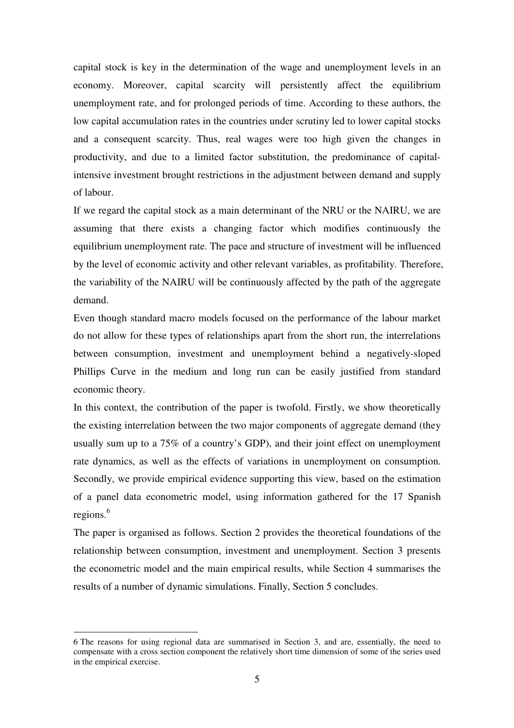capital stock is key in the determination of the wage and unemployment levels in an economy. Moreover, capital scarcity will persistently affect the equilibrium unemployment rate, and for prolonged periods of time. According to these authors, the low capital accumulation rates in the countries under scrutiny led to lower capital stocks and a consequent scarcity. Thus, real wages were too high given the changes in productivity, and due to a limited factor substitution, the predominance of capital-intensive investment brought restrictions in the adjustment between demand and supply of labour.

If we regard the capital stock as a main determinant of the NRU or the NAIRU, we are assuming that there exists a changing factor which modifies continuously the equilibrium unemployment rate. The pace and structure of investment will be influenced by the level of economic activity and other relevant variables, as profitability. Therefore, the variability of the NAIRU will be continuously affected by the path of the aggregate demand.

Even though standard macro models focused on the performance of the labour market do not allow for these types of relationships apart from the short run, the interrelations between consumption, investment and unemployment behind a negatively-sloped Phillips Curve in the medium and long run can be easily justified from standard economic theory.

In this context, the contribution of the paper is twofold. Firstly, we show theoretically the existing interrelation between the two major components of aggregate demand (they usually sum up to a 75% of a country's GDP), and their joint effect on unemployment rate dynamics, as well as the effects of variations in unemployment on consumption. Secondly, we provide empirical evidence supporting this view, based on the estimation of a panel data econometric model, using information gathered for the 17 Spanish regions.[6]

The paper is organised as follows. Section 2 provides the theoretical foundations of the relationship between consumption, investment and unemployment. Section 3 presents the econometric model and the main empirical results, while Section 4 summarises the results of a number of dynamic simulations. Finally, Section 5 concludes.

---

6 The reasons for using regional data are summarised in Section 3, and are, essentially, the need to compensate with a cross section component the relatively short time dimension of some of the series used in the empirical exercise.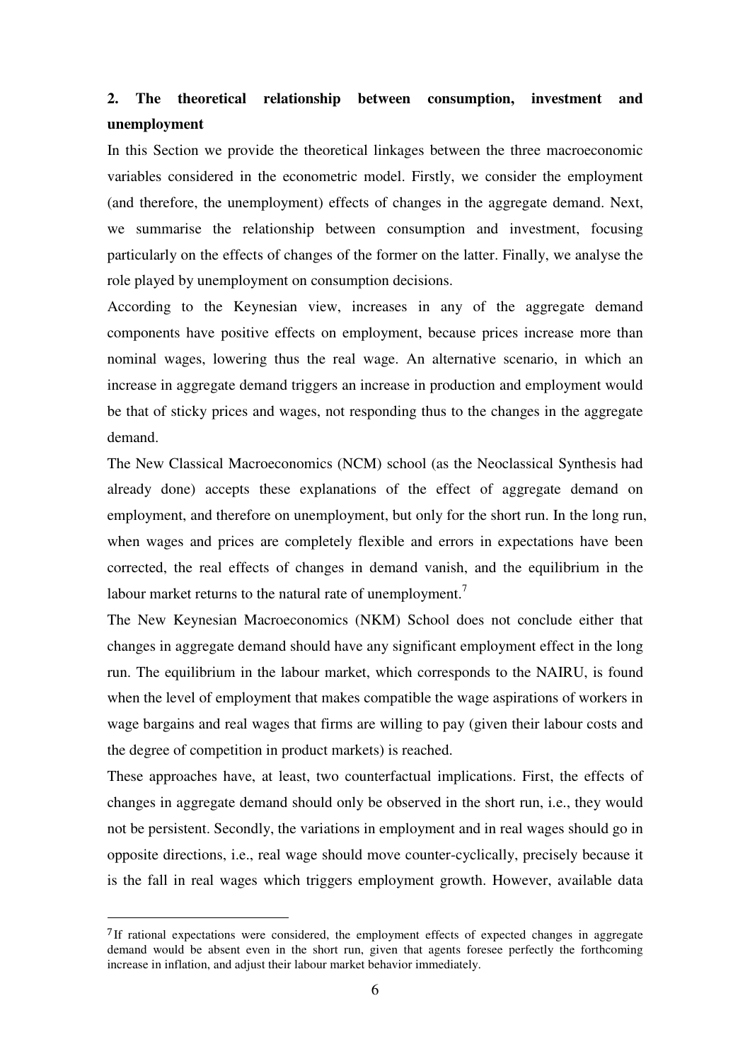## 2. The theoretical relationship between consumption, investment and unemployment

In this Section we provide the theoretical linkages between the three macroeconomic variables considered in the econometric model. Firstly, we consider the employment (and therefore, the unemployment) effects of changes in the aggregate demand. Next, we summarise the relationship between consumption and investment, focusing particularly on the effects of changes of the former on the latter. Finally, we analyse the role played by unemployment on consumption decisions.

According to the Keynesian view, increases in any of the aggregate demand components have positive effects on employment, because prices increase more than nominal wages, lowering thus the real wage. An alternative scenario, in which an increase in aggregate demand triggers an increase in production and employment would be that of sticky prices and wages, not responding thus to the changes in the aggregate demand.

The New Classical Macroeconomics (NCM) school (as the Neoclassical Synthesis had already done) accepts these explanations of the effect of aggregate demand on employment, and therefore on unemployment, but only for the short run. In the long run, when wages and prices are completely flexible and errors in expectations have been corrected, the real effects of changes in demand vanish, and the equilibrium in the labour market returns to the natural rate of unemployment.[7]

The New Keynesian Macroeconomics (NKM) School does not conclude either that changes in aggregate demand should have any significant employment effect in the long run. The equilibrium in the labour market, which corresponds to the NAIRU, is found when the level of employment that makes compatible the wage aspirations of workers in wage bargains and real wages that firms are willing to pay (given their labour costs and the degree of competition in product markets) is reached.

These approaches have, at least, two counterfactual implications. First, the effects of changes in aggregate demand should only be observed in the short run, i.e., they would not be persistent. Secondly, the variations in employment and in real wages should go in opposite directions, i.e., real wage should move counter-cyclically, precisely because it is the fall in real wages which triggers employment growth. However, available data

---

[7] If rational expectations were considered, the employment effects of expected changes in aggregate demand would be absent even in the short run, given that agents foresee perfectly the forthcoming increase in inflation, and adjust their labour market behavior immediately.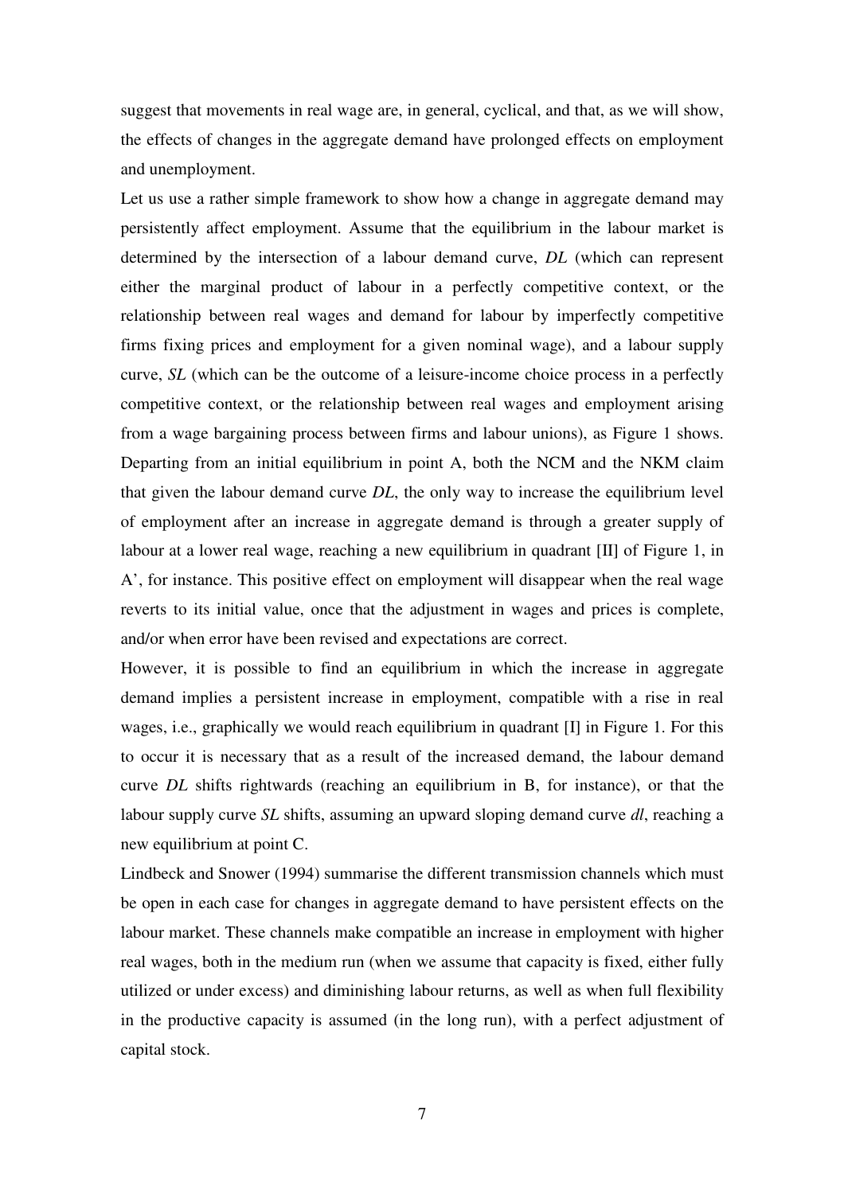suggest that movements in real wage are, in general, cyclical, and that, as we will show, the effects of changes in the aggregate demand have prolonged effects on employment and unemployment.

Let us use a rather simple framework to show how a change in aggregate demand may persistently affect employment. Assume that the equilibrium in the labour market is determined by the intersection of a labour demand curve, *DL* (which can represent either the marginal product of labour in a perfectly competitive context, or the relationship between real wages and demand for labour by imperfectly competitive firms fixing prices and employment for a given nominal wage), and a labour supply curve, *SL* (which can be the outcome of a leisure-income choice process in a perfectly competitive context, or the relationship between real wages and employment arising from a wage bargaining process between firms and labour unions), as Figure 1 shows. Departing from an initial equilibrium in point A, both the NCM and the NKM claim that given the labour demand curve *DL*, the only way to increase the equilibrium level of employment after an increase in aggregate demand is through a greater supply of labour at a lower real wage, reaching a new equilibrium in quadrant [II] of Figure 1, in A', for instance. This positive effect on employment will disappear when the real wage reverts to its initial value, once that the adjustment in wages and prices is complete, and/or when error have been revised and expectations are correct.

However, it is possible to find an equilibrium in which the increase in aggregate demand implies a persistent increase in employment, compatible with a rise in real wages, i.e., graphically we would reach equilibrium in quadrant [I] in Figure 1. For this to occur it is necessary that as a result of the increased demand, the labour demand curve *DL* shifts rightwards (reaching an equilibrium in B, for instance), or that the labour supply curve *SL* shifts, assuming an upward sloping demand curve *dl*, reaching a new equilibrium at point C.

Lindbeck and Snower (1994) summarise the different transmission channels which must be open in each case for changes in aggregate demand to have persistent effects on the labour market. These channels make compatible an increase in employment with higher real wages, both in the medium run (when we assume that capacity is fixed, either fully utilized or under excess) and diminishing labour returns, as well as when full flexibility in the productive capacity is assumed (in the long run), with a perfect adjustment of capital stock.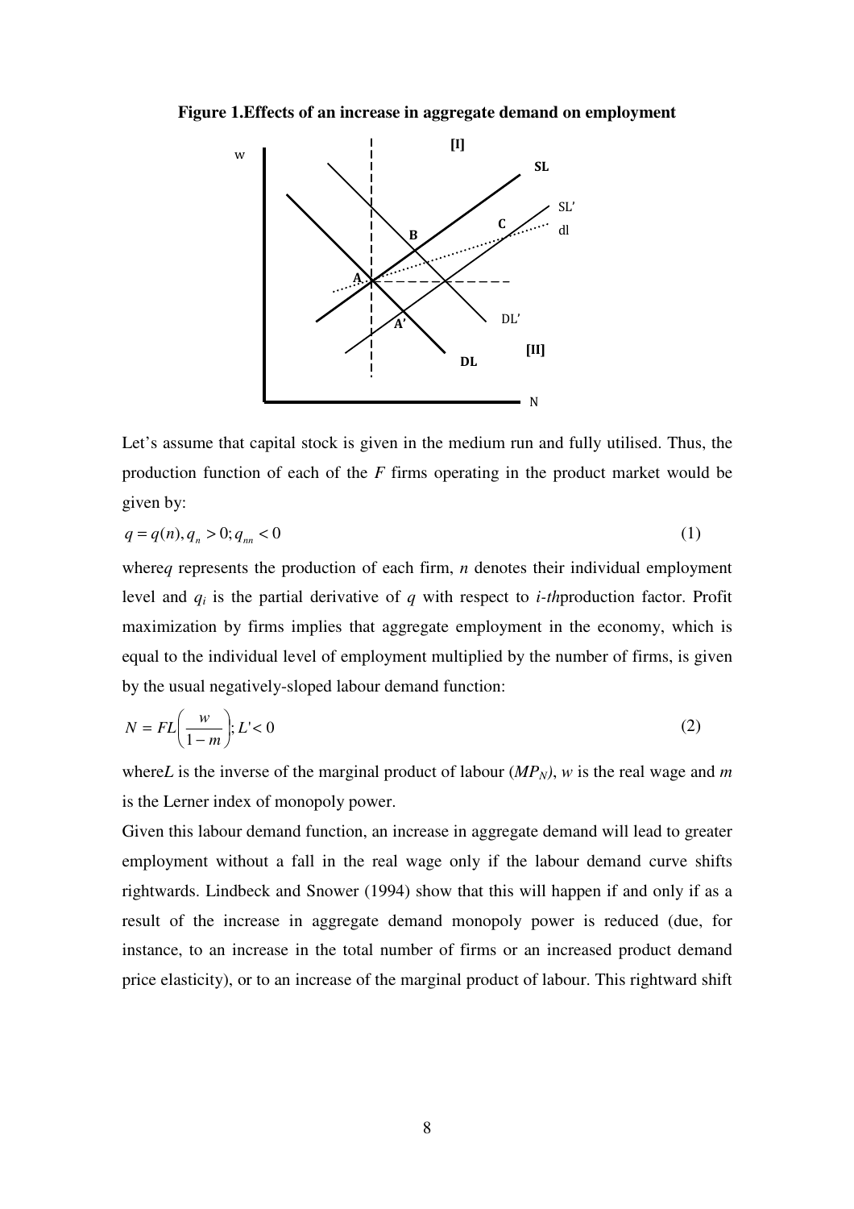**Figure 1.Effects of an increase in aggregate demand on employment**

Let's assume that capital stock is given in the medium run and fully utilised. Thus, the production function of each of the $F$ firms operating in the product market would be given by:

$$q = q(n), q_n > 0; q_{nn} < 0 \tag{1}$$

where$q$ represents the production of each firm, $n$ denotes their individual employment level and $q_i$ is the partial derivative of $q$ with respect to $i$-$th$production factor. Profit maximization by firms implies that aggregate employment in the economy, which is equal to the individual level of employment multiplied by the number of firms, is given by the usual negatively-sloped labour demand function:

$$N = FL\left(\frac{w}{1-m}\right); L' < 0 \tag{2}$$

where$L$ is the inverse of the marginal product of labour ($MP_N$), $w$ is the real wage and $m$ is the Lerner index of monopoly power.

Given this labour demand function, an increase in aggregate demand will lead to greater employment without a fall in the real wage only if the labour demand curve shifts rightwards. Lindbeck and Snower (1994) show that this will happen if and only if as a result of the increase in aggregate demand monopoly power is reduced (due, for instance, to an increase in the total number of firms or an increased product demand price elasticity), or to an increase of the marginal product of labour. This rightward shift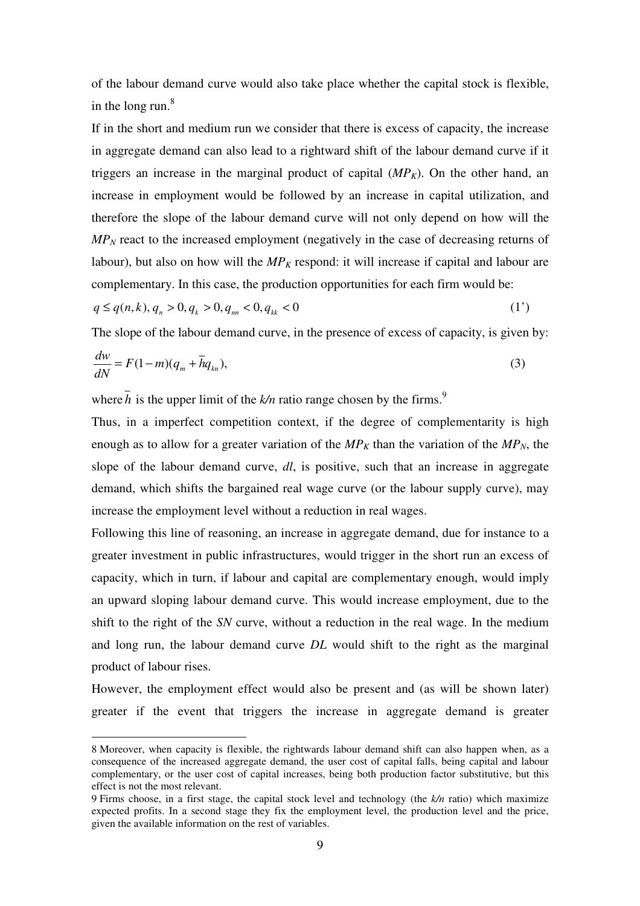of the labour demand curve would also take place whether the capital stock is flexible, in the long run.[8]

If in the short and medium run we consider that there is excess of capacity, the increase in aggregate demand can also lead to a rightward shift of the labour demand curve if it triggers an increase in the marginal product of capital ($MP_K$). On the other hand, an increase in employment would be followed by an increase in capital utilization, and therefore the slope of the labour demand curve will not only depend on how will the $MP_N$ react to the increased employment (negatively in the case of decreasing returns of labour), but also on how will the $MP_K$ respond: it will increase if capital and labour are complementary. In this case, the production opportunities for each firm would be:

$$q \leq q(n,k), q_n > 0, q_k > 0, q_{nn} < 0, q_{kk} < 0 \tag{1'}$$

The slope of the labour demand curve, in the presence of excess of capacity, is given by:

$$\frac{dw}{dN} = F(1-m)(q_{nn} + \bar{h}q_{kn}), \tag{3}$$

where $\bar{h}$ is the upper limit of the $k/n$ ratio range chosen by the firms.[9]

Thus, in a imperfect competition context, if the degree of complementarity is high enough as to allow for a greater variation of the $MP_K$ than the variation of the $MP_N$, the slope of the labour demand curve, *dl*, is positive, such that an increase in aggregate demand, which shifts the bargained real wage curve (or the labour supply curve), may increase the employment level without a reduction in real wages.

Following this line of reasoning, an increase in aggregate demand, due for instance to a greater investment in public infrastructures, would trigger in the short run an excess of capacity, which in turn, if labour and capital are complementary enough, would imply an upward sloping labour demand curve. This would increase employment, due to the shift to the right of the *SN* curve, without a reduction in the real wage. In the medium and long run, the labour demand curve *DL* would shift to the right as the marginal product of labour rises.

However, the employment effect would also be present and (as will be shown later) greater if the event that triggers the increase in aggregate demand is greater

---

8 Moreover, when capacity is flexible, the rightwards labour demand shift can also happen when, as a consequence of the increased aggregate demand, the user cost of capital falls, being capital and labour complementary, or the user cost of capital increases, being both production factor substitutive, but this effect is not the most relevant.

9 Firms choose, in a first stage, the capital stock level and technology (the $k/n$ ratio) which maximize expected profits. In a second stage they fix the employment level, the production level and the price, given the available information on the rest of variables.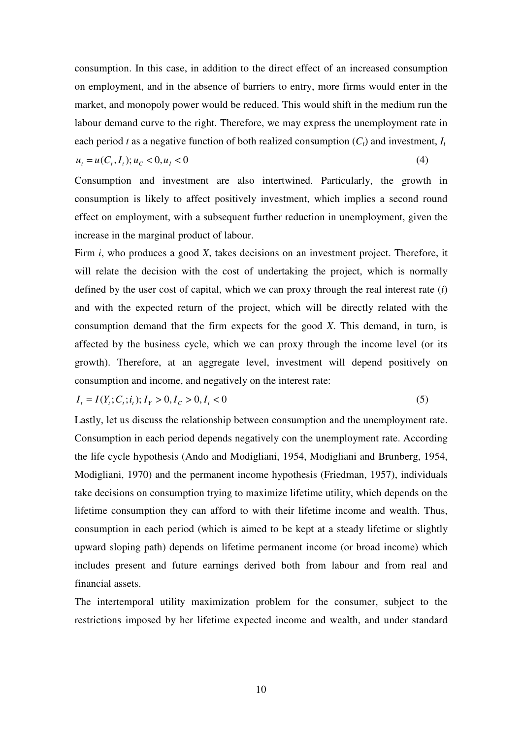consumption. In this case, in addition to the direct effect of an increased consumption on employment, and in the absence of barriers to entry, more firms would enter in the market, and monopoly power would be reduced. This would shift in the medium run the labour demand curve to the right. Therefore, we may express the unemployment rate in each period *t* as a negative function of both realized consumption ($C_t$) and investment, $I_t$

$$u_t = u(C_t, I_t); u_C < 0, u_I < 0 \tag{4}$$

Consumption and investment are also intertwined. Particularly, the growth in consumption is likely to affect positively investment, which implies a second round effect on employment, with a subsequent further reduction in unemployment, given the increase in the marginal product of labour.

Firm *i*, who produces a good *X*, takes decisions on an investment project. Therefore, it will relate the decision with the cost of undertaking the project, which is normally defined by the user cost of capital, which we can proxy through the real interest rate (*i*) and with the expected return of the project, which will be directly related with the consumption demand that the firm expects for the good *X*. This demand, in turn, is affected by the business cycle, which we can proxy through the income level (or its growth). Therefore, at an aggregate level, investment will depend positively on consumption and income, and negatively on the interest rate:

$$I_t = I(Y_t; C_t; i_t); I_Y > 0, I_C > 0, I_i < 0 \tag{5}$$

Lastly, let us discuss the relationship between consumption and the unemployment rate. Consumption in each period depends negatively con the unemployment rate. According the life cycle hypothesis (Ando and Modigliani, 1954, Modigliani and Brunberg, 1954, Modigliani, 1970) and the permanent income hypothesis (Friedman, 1957), individuals take decisions on consumption trying to maximize lifetime utility, which depends on the lifetime consumption they can afford to with their lifetime income and wealth. Thus, consumption in each period (which is aimed to be kept at a steady lifetime or slightly upward sloping path) depends on lifetime permanent income (or broad income) which includes present and future earnings derived both from labour and from real and financial assets.

The intertemporal utility maximization problem for the consumer, subject to the restrictions imposed by her lifetime expected income and wealth, and under standard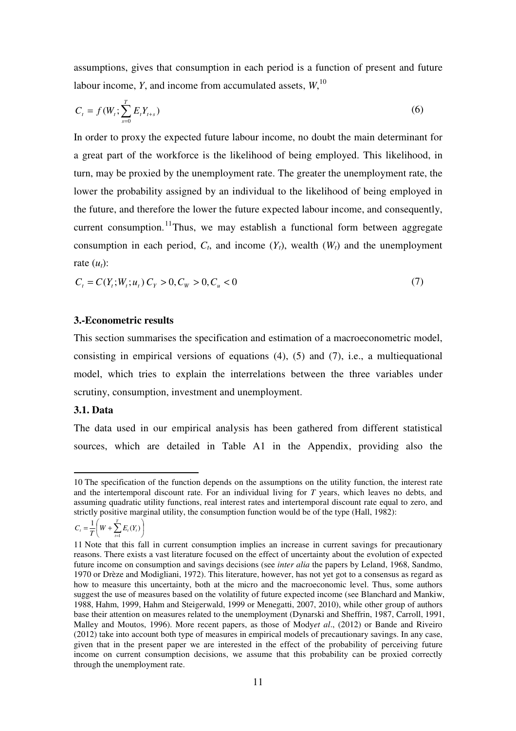assumptions, gives that consumption in each period is a function of present and future labour income, $Y$, and income from accumulated assets, $W$,[10]

$$C_t = f(W_t; \sum_{s=0}^{T} E_t Y_{t+s}) \tag{6}$$

In order to proxy the expected future labour income, no doubt the main determinant for a great part of the workforce is the likelihood of being employed. This likelihood, in turn, may be proxied by the unemployment rate. The greater the unemployment rate, the lower the probability assigned by an individual to the likelihood of being employed in the future, and therefore the lower the future expected labour income, and consequently, current consumption.[11] Thus, we may establish a functional form between aggregate consumption in each period, $C_t$, and income ($Y_t$), wealth ($W_t$) and the unemployment rate ($u_t$):

$$C_t = C(Y_t; W_t; u_t)\; C_Y > 0, C_W > 0, C_u < 0 \tag{7}$$

### 3.-Econometric results

This section summarises the specification and estimation of a macroeconometric model, consisting in empirical versions of equations (4), (5) and (7), i.e., a multiequational model, which tries to explain the interrelations between the three variables under scrutiny, consumption, investment and unemployment.

#### 3.1. Data

The data used in our empirical analysis has been gathered from different statistical sources, which are detailed in Table A1 in the Appendix, providing also the

---

10 The specification of the function depends on the assumptions on the utility function, the interest rate and the intertemporal discount rate. For an individual living for $T$ years, which leaves no debts, and assuming quadratic utility functions, real interest rates and intertemporal discount rate equal to zero, and strictly positive marginal utility, the consumption function would be of the type (Hall, 1982):

$$C_t = \frac{1}{T}\left(W + \sum_{t=1}^{T} E_t(Y_t)\right)$$

11 Note that this fall in current consumption implies an increase in current savings for precautionary reasons. There exists a vast literature focused on the effect of uncertainty about the evolution of expected future income on consumption and savings decisions (see *inter alia* the papers by Leland, 1968, Sandmo, 1970 or Drèze and Modigliani, 1972). This literature, however, has not yet got to a consensus as regard as how to measure this uncertainty, both at the micro and the macroeconomic level. Thus, some authors suggest the use of measures based on the volatility of future expected income (see Blanchard and Mankiw, 1988, Hahm, 1999, Hahm and Steigerwald, 1999 or Menegatti, 2007, 2010), while other group of authors base their attention on measures related to the unemployment (Dynarski and Sheffrin, 1987, Carroll, 1991, Malley and Moutos, 1996). More recent papers, as those of Mody*et al*., (2012) or Bande and Riveiro (2012) take into account both type of measures in empirical models of precautionary savings. In any case, given that in the present paper we are interested in the effect of the probability of perceiving future income on current consumption decisions, we assume that this probability can be proxied correctly through the unemployment rate.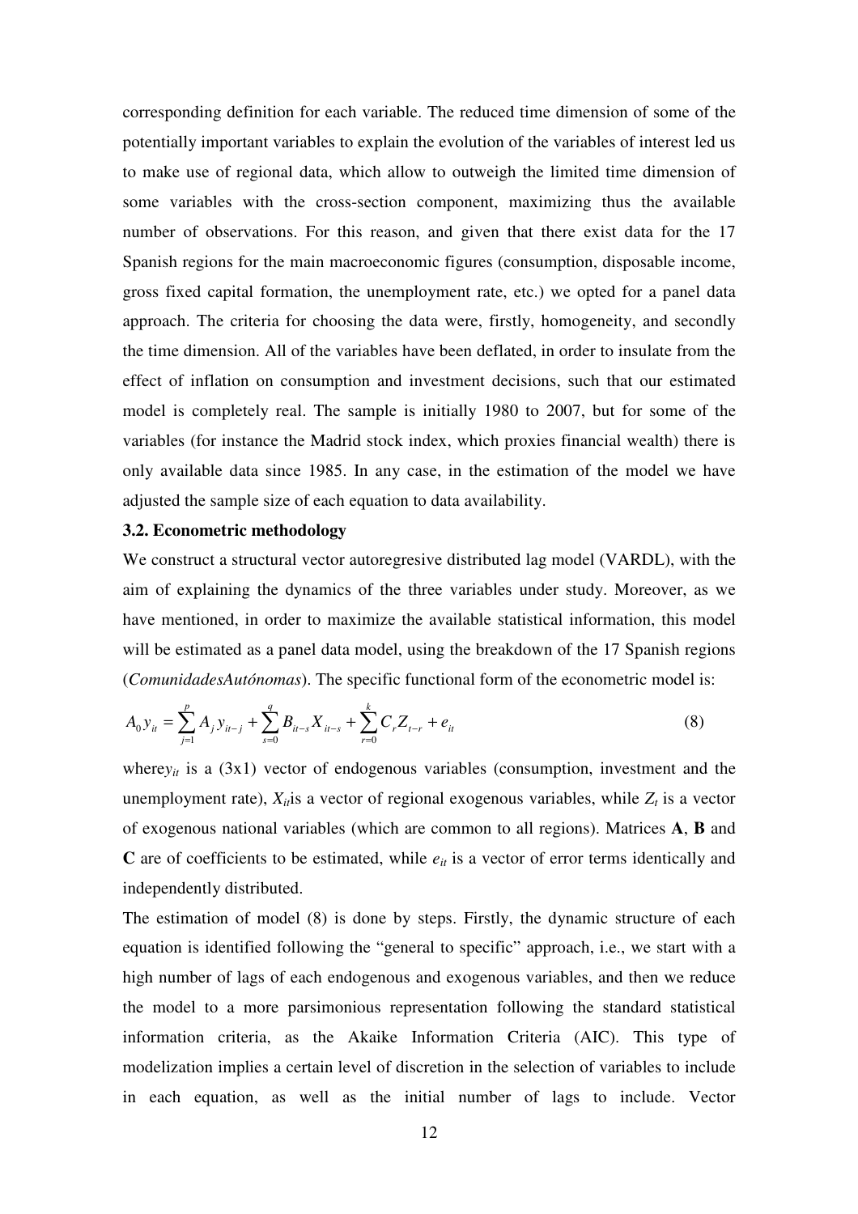corresponding definition for each variable. The reduced time dimension of some of the potentially important variables to explain the evolution of the variables of interest led us to make use of regional data, which allow to outweigh the limited time dimension of some variables with the cross-section component, maximizing thus the available number of observations. For this reason, and given that there exist data for the 17 Spanish regions for the main macroeconomic figures (consumption, disposable income, gross fixed capital formation, the unemployment rate, etc.) we opted for a panel data approach. The criteria for choosing the data were, firstly, homogeneity, and secondly the time dimension. All of the variables have been deflated, in order to insulate from the effect of inflation on consumption and investment decisions, such that our estimated model is completely real. The sample is initially 1980 to 2007, but for some of the variables (for instance the Madrid stock index, which proxies financial wealth) there is only available data since 1985. In any case, in the estimation of the model we have adjusted the sample size of each equation to data availability.

**3.2. Econometric methodology**

We construct a structural vector autoregresive distributed lag model (VARDL), with the aim of explaining the dynamics of the three variables under study. Moreover, as we have mentioned, in order to maximize the available statistical information, this model will be estimated as a panel data model, using the breakdown of the 17 Spanish regions (*ComunidadesAutónomas*). The specific functional form of the econometric model is:

$$A_0 y_{it} = \sum_{j=1}^{p} A_j y_{it-j} + \sum_{s=0}^{q} B_{it-s} X_{it-s} + \sum_{r=0}^{k} C_r Z_{t-r} + e_{it} \tag{8}$$

where$y_{it}$ is a (3x1) vector of endogenous variables (consumption, investment and the unemployment rate), $X_{it}$is a vector of regional exogenous variables, while $Z_t$ is a vector of exogenous national variables (which are common to all regions). Matrices **A**, **B** and **C** are of coefficients to be estimated, while $e_{it}$ is a vector of error terms identically and independently distributed.

The estimation of model (8) is done by steps. Firstly, the dynamic structure of each equation is identified following the "general to specific" approach, i.e., we start with a high number of lags of each endogenous and exogenous variables, and then we reduce the model to a more parsimonious representation following the standard statistical information criteria, as the Akaike Information Criteria (AIC). This type of modelization implies a certain level of discretion in the selection of variables to include in each equation, as well as the initial number of lags to include. Vector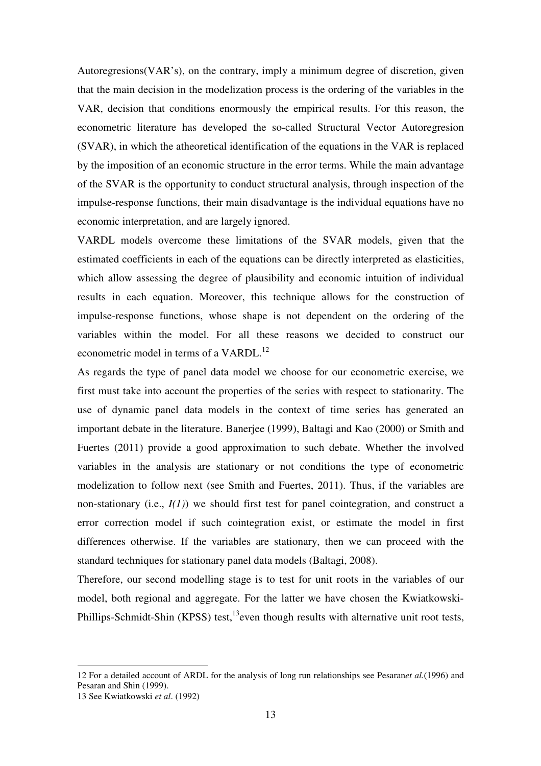Autoregresions(VAR's), on the contrary, imply a minimum degree of discretion, given that the main decision in the modelization process is the ordering of the variables in the VAR, decision that conditions enormously the empirical results. For this reason, the econometric literature has developed the so-called Structural Vector Autoregresion (SVAR), in which the atheoretical identification of the equations in the VAR is replaced by the imposition of an economic structure in the error terms. While the main advantage of the SVAR is the opportunity to conduct structural analysis, through inspection of the impulse-response functions, their main disadvantage is the individual equations have no economic interpretation, and are largely ignored.

VARDL models overcome these limitations of the SVAR models, given that the estimated coefficients in each of the equations can be directly interpreted as elasticities, which allow assessing the degree of plausibility and economic intuition of individual results in each equation. Moreover, this technique allows for the construction of impulse-response functions, whose shape is not dependent on the ordering of the variables within the model. For all these reasons we decided to construct our econometric model in terms of a VARDL.[12]

As regards the type of panel data model we choose for our econometric exercise, we first must take into account the properties of the series with respect to stationarity. The use of dynamic panel data models in the context of time series has generated an important debate in the literature. Banerjee (1999), Baltagi and Kao (2000) or Smith and Fuertes (2011) provide a good approximation to such debate. Whether the involved variables in the analysis are stationary or not conditions the type of econometric modelization to follow next (see Smith and Fuertes, 2011). Thus, if the variables are non-stationary (i.e., *I(1)*) we should first test for panel cointegration, and construct a error correction model if such cointegration exist, or estimate the model in first differences otherwise. If the variables are stationary, then we can proceed with the standard techniques for stationary panel data models (Baltagi, 2008).

Therefore, our second modelling stage is to test for unit roots in the variables of our model, both regional and aggregate. For the latter we have chosen the Kwiatkowski-Phillips-Schmidt-Shin (KPSS) test,[13]even though results with alternative unit root tests,

---

12 For a detailed account of ARDL for the analysis of long run relationships see Pesaran*et al.*(1996) and Pesaran and Shin (1999).

13 See Kwiatkowski *et al*. (1992)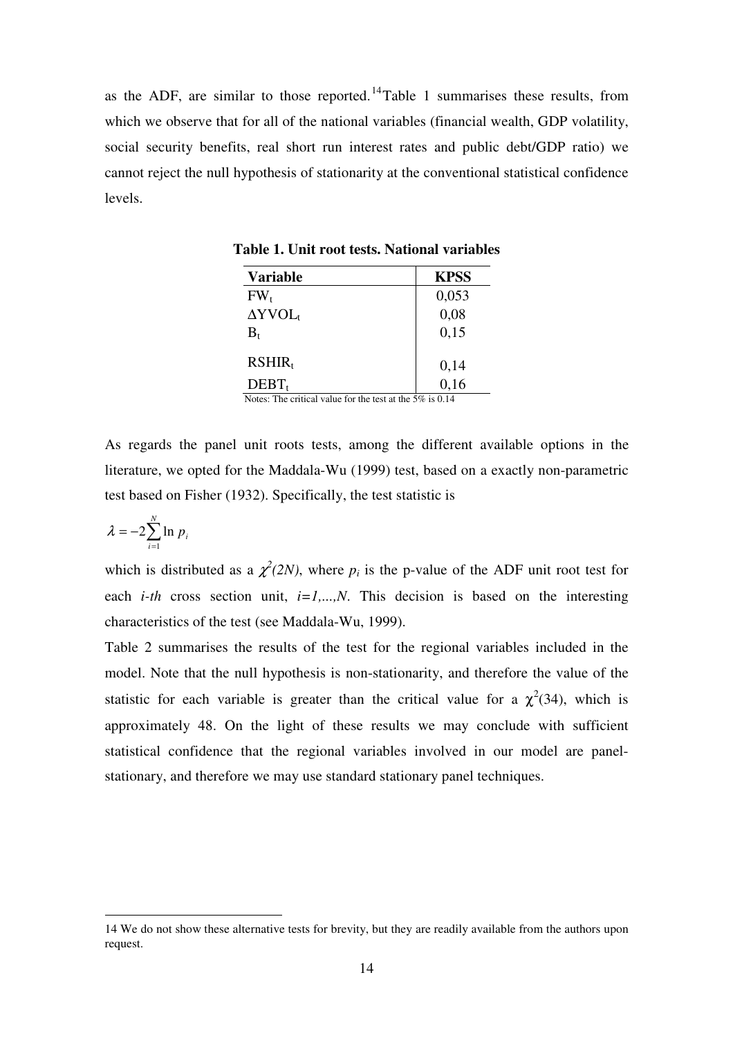as the ADF, are similar to those reported.[14] Table 1 summarises these results, from which we observe that for all of the national variables (financial wealth, GDP volatility, social security benefits, real short run interest rates and public debt/GDP ratio) we cannot reject the null hypothesis of stationarity at the conventional statistical confidence levels.

**Table 1. Unit root tests. National variables**

| **Variable** | **KPSS** |
|---|---|
| $FW_t$ | 0,053 |
| $\Delta YVOL_t$ | 0,08 |
| $B_t$ | 0,15 |
| $RSHIR_t$ | 0,14 |
| $DEBT_t$ | 0,16 |

Notes: The critical value for the test at the 5% is 0.14

As regards the panel unit roots tests, among the different available options in the literature, we opted for the Maddala-Wu (1999) test, based on a exactly non-parametric test based on Fisher (1932). Specifically, the test statistic is

$$\lambda = -2\sum_{i=1}^{N} \ln p_i$$

which is distributed as a $\chi^2(2N)$, where $p_i$ is the p-value of the ADF unit root test for each *i-th* cross section unit, $i=1,...,N$. This decision is based on the interesting characteristics of the test (see Maddala-Wu, 1999).

Table 2 summarises the results of the test for the regional variables included in the model. Note that the null hypothesis is non-stationarity, and therefore the value of the statistic for each variable is greater than the critical value for a $\chi^2(34)$, which is approximately 48. On the light of these results we may conclude with sufficient statistical confidence that the regional variables involved in our model are panel-stationary, and therefore we may use standard stationary panel techniques.

14 We do not show these alternative tests for brevity, but they are readily available from the authors upon request.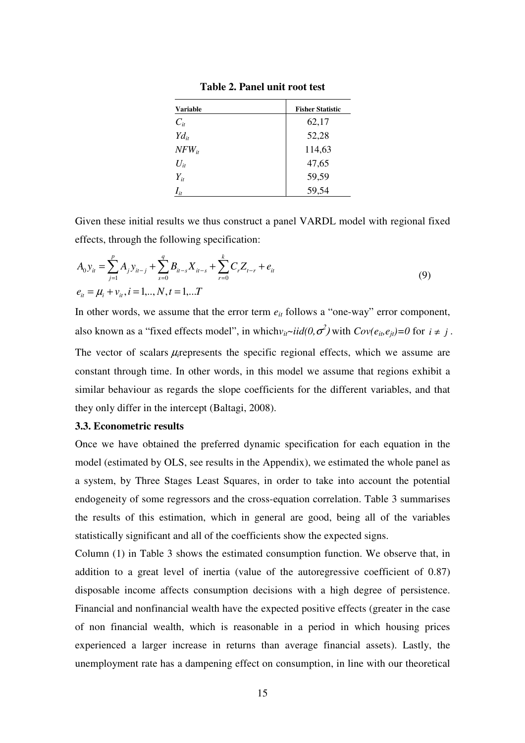**Table 2. Panel unit root test**

| Variable | Fisher Statistic |
|---|---|
| $C_{it}$ | 62,17 |
| $Yd_{it}$ | 52,28 |
| $NFW_{it}$ | 114,63 |
| $U_{it}$ | 47,65 |
| $Y_{it}$ | 59,59 |
| $I_{it}$ | 59,54 |

Given these initial results we thus construct a panel VARDL model with regional fixed effects, through the following specification:

$$
\begin{aligned}
A_0 y_{it} &= \sum_{j=1}^{p} A_j y_{it-j} + \sum_{s=0}^{q} B_{it-s} X_{it-s} + \sum_{r=0}^{k} C_r Z_{t-r} + e_{it} \\
e_{it} &= \mu_i + v_{it}, i = 1,.., N, t = 1,...T
\end{aligned}
\tag{9}
$$

In other words, we assume that the error term $e_{it}$ follows a "one-way" error component, also known as a "fixed effects model", in which $v_{it} \sim iid(0,\sigma^2)$ with $Cov(e_{it},e_{jt})=0$ for $i \neq j$. The vector of scalars $\mu_i$ represents the specific regional effects, which we assume are constant through time. In other words, in this model we assume that regions exhibit a similar behaviour as regards the slope coefficients for the different variables, and that they only differ in the intercept (Baltagi, 2008).

**3.3. Econometric results**

Once we have obtained the preferred dynamic specification for each equation in the model (estimated by OLS, see results in the Appendix), we estimated the whole panel as a system, by Three Stages Least Squares, in order to take into account the potential endogeneity of some regressors and the cross-equation correlation. Table 3 summarises the results of this estimation, which in general are good, being all of the variables statistically significant and all of the coefficients show the expected signs.

Column (1) in Table 3 shows the estimated consumption function. We observe that, in addition to a great level of inertia (value of the autoregressive coefficient of 0.87) disposable income affects consumption decisions with a high degree of persistence. Financial and nonfinancial wealth have the expected positive effects (greater in the case of non financial wealth, which is reasonable in a period in which housing prices experienced a larger increase in returns than average financial assets). Lastly, the unemployment rate has a dampening effect on consumption, in line with our theoretical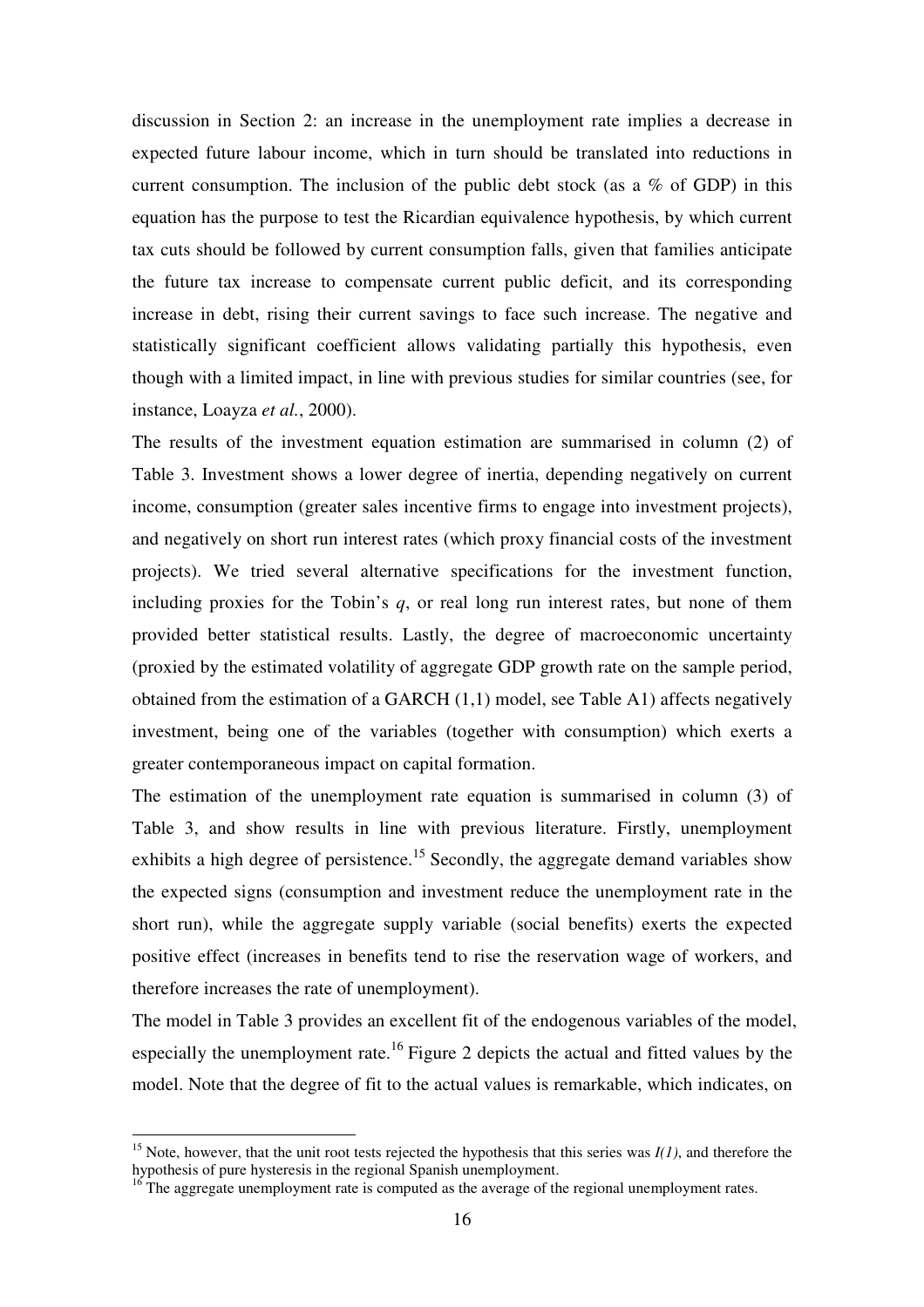discussion in Section 2: an increase in the unemployment rate implies a decrease in expected future labour income, which in turn should be translated into reductions in current consumption. The inclusion of the public debt stock (as a % of GDP) in this equation has the purpose to test the Ricardian equivalence hypothesis, by which current tax cuts should be followed by current consumption falls, given that families anticipate the future tax increase to compensate current public deficit, and its corresponding increase in debt, rising their current savings to face such increase. The negative and statistically significant coefficient allows validating partially this hypothesis, even though with a limited impact, in line with previous studies for similar countries (see, for instance, Loayza *et al.*, 2000).

The results of the investment equation estimation are summarised in column (2) of Table 3. Investment shows a lower degree of inertia, depending negatively on current income, consumption (greater sales incentive firms to engage into investment projects), and negatively on short run interest rates (which proxy financial costs of the investment projects). We tried several alternative specifications for the investment function, including proxies for the Tobin's *q*, or real long run interest rates, but none of them provided better statistical results. Lastly, the degree of macroeconomic uncertainty (proxied by the estimated volatility of aggregate GDP growth rate on the sample period, obtained from the estimation of a GARCH (1,1) model, see Table A1) affects negatively investment, being one of the variables (together with consumption) which exerts a greater contemporaneous impact on capital formation.

The estimation of the unemployment rate equation is summarised in column (3) of Table 3, and show results in line with previous literature. Firstly, unemployment exhibits a high degree of persistence.[15] Secondly, the aggregate demand variables show the expected signs (consumption and investment reduce the unemployment rate in the short run), while the aggregate supply variable (social benefits) exerts the expected positive effect (increases in benefits tend to rise the reservation wage of workers, and therefore increases the rate of unemployment).

The model in Table 3 provides an excellent fit of the endogenous variables of the model, especially the unemployment rate.[16] Figure 2 depicts the actual and fitted values by the model. Note that the degree of fit to the actual values is remarkable, which indicates, on

---

[15] Note, however, that the unit root tests rejected the hypothesis that this series was *I(1)*, and therefore the hypothesis of pure hysteresis in the regional Spanish unemployment.

[16] The aggregate unemployment rate is computed as the average of the regional unemployment rates.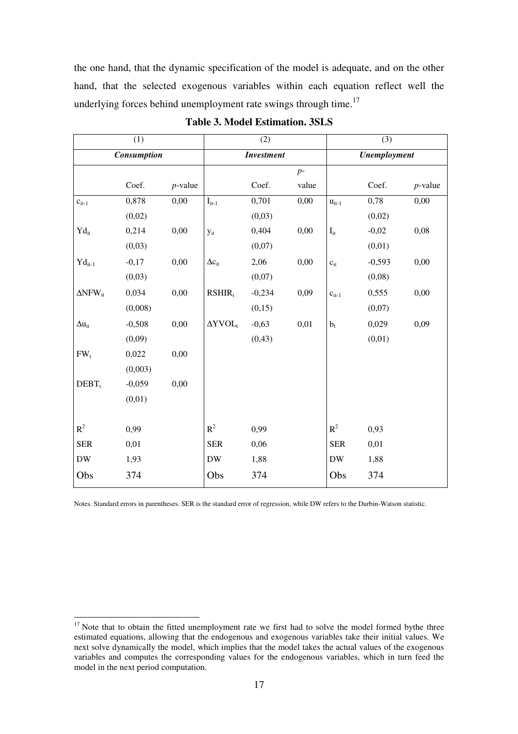the one hand, that the dynamic specification of the model is adequate, and on the other hand, that the selected exogenous variables within each equation reflect well the underlying forces behind unemployment rate swings through time.[17]

**Table 3. Model Estimation. 3SLS**

| (1) | | | (2) | | | (3) | | |
|---|---|---|---|---|---|---|---|---|
| ***Consumption*** | | | ***Investment*** | | | ***Unemployment*** | | |
| | Coef. | *p*-value | | Coef. | *p*-value | | Coef. | *p*-value |
| $c_{it-1}$ | 0,878 (0,02) | 0,00 | $I_{it-1}$ | 0,701 (0,03) | 0,00 | $u_{it-1}$ | 0,78 (0,02) | 0,00 |
| $Yd_{it}$ | 0,214 (0,03) | 0,00 | $y_{it}$ | 0,404 (0,07) | 0,00 | $I_{it}$ | -0,02 (0,01) | 0,08 |
| $Yd_{it-1}$ | -0,17 (0,03) | 0,00 | $\Delta c_{it}$ | 2,06 (0,07) | 0,00 | $c_{it}$ | -0,593 (0,08) | 0,00 |
| $\Delta NFW_{it}$ | 0,034 (0,008) | 0,00 | $RSHIR_t$ | -0,234 (0,15) | 0,09 | $c_{it-1}$ | 0,555 (0,07) | 0,00 |
| $\Delta u_{it}$ | -0,508 (0,09) | 0,00 | $\Delta YVOL_t$ | -0,63 (0,43) | 0,01 | $b_t$ | 0,029 (0,01) | 0,09 |
| $FW_t$ | 0,022 (0,003) | 0,00 | | | | | | |
| $DEBT_t$ | -0,059 (0,01) | 0,00 | | | | | | |
| $R^2$ | 0,99 | | $R^2$ | 0,99 | | $R^2$ | 0,93 | |
| SER | 0,01 | | SER | 0,06 | | SER | 0,01 | |
| DW | 1,93 | | DW | 1,88 | | DW | 1,88 | |
| Obs | 374 | | Obs | 374 | | Obs | 374 | |

Notes. Standard errors in parentheses. SER is the standard error of regression, while DW refers to the Durbin-Watson statistic.

[17] Note that to obtain the fitted unemployment rate we first had to solve the model formed bythe three estimated equations, allowing that the endogenous and exogenous variables take their initial values. We next solve dynamically the model, which implies that the model takes the actual values of the exogenous variables and computes the corresponding values for the endogenous variables, which in turn feed the model in the next period computation.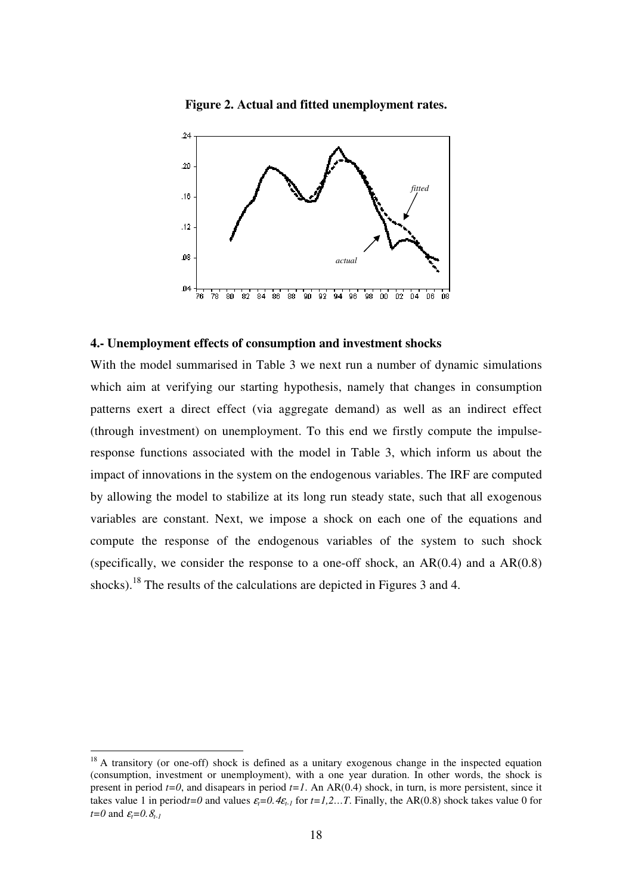**Figure 2. Actual and fitted unemployment rates.**

## 4.- Unemployment effects of consumption and investment shocks

With the model summarised in Table 3 we next run a number of dynamic simulations which aim at verifying our starting hypothesis, namely that changes in consumption patterns exert a direct effect (via aggregate demand) as well as an indirect effect (through investment) on unemployment. To this end we firstly compute the impulse-response functions associated with the model in Table 3, which inform us about the impact of innovations in the system on the endogenous variables. The IRF are computed by allowing the model to stabilize at its long run steady state, such that all exogenous variables are constant. Next, we impose a shock on each one of the equations and compute the response of the endogenous variables of the system to such shock (specifically, we consider the response to a one-off shock, an AR(0.4) and a AR(0.8) shocks).[18] The results of the calculations are depicted in Figures 3 and 4.

---

[18] A transitory (or one-off) shock is defined as a unitary exogenous change in the inspected equation (consumption, investment or unemployment), with a one year duration. In other words, the shock is present in period $t=0$, and disapears in period $t=1$. An AR(0.4) shock, in turn, is more persistent, since it takes value 1 in period$t=0$ and values $\varepsilon_t=0.4\varepsilon_{t-1}$ for $t=1,2\ldots T$. Finally, the AR(0.8) shock takes value 0 for $t=0$ and $\varepsilon_t=0.8_{t-1}$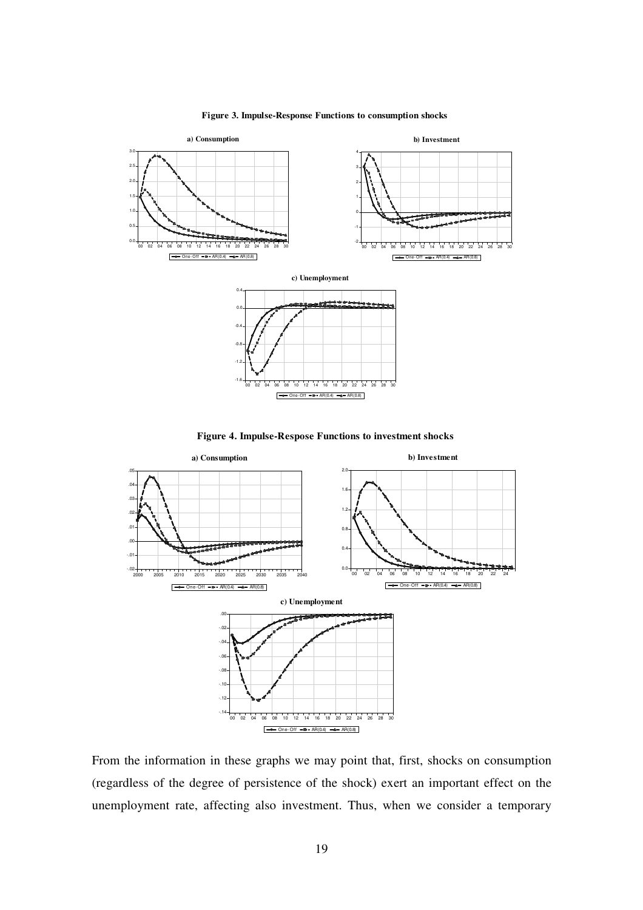**Figure 3. Impulse-Response Functions to consumption shocks**

**Figure 4. Impulse-Respose Functions to investment shocks**

From the information in these graphs we may point that, first, shocks on consumption (regardless of the degree of persistence of the shock) exert an important effect on the unemployment rate, affecting also investment. Thus, when we consider a temporary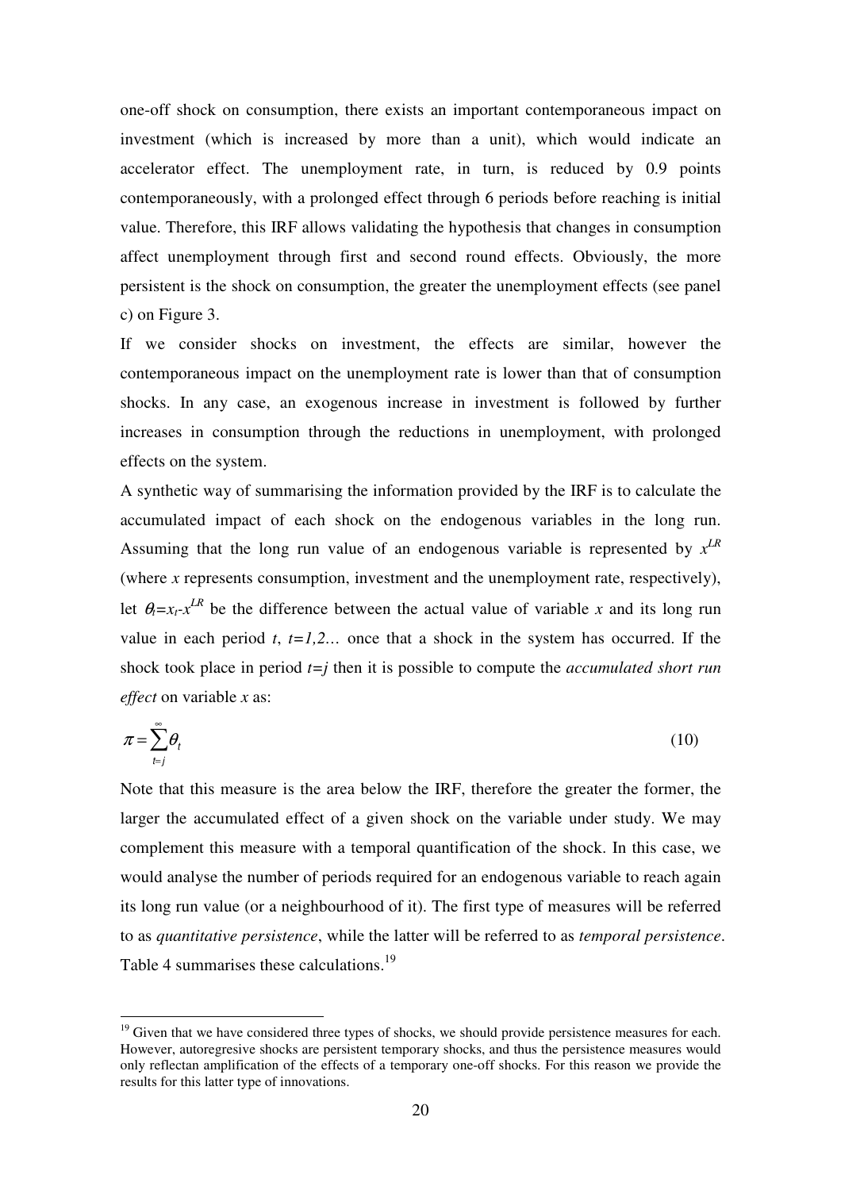one-off shock on consumption, there exists an important contemporaneous impact on investment (which is increased by more than a unit), which would indicate an accelerator effect. The unemployment rate, in turn, is reduced by 0.9 points contemporaneously, with a prolonged effect through 6 periods before reaching is initial value. Therefore, this IRF allows validating the hypothesis that changes in consumption affect unemployment through first and second round effects. Obviously, the more persistent is the shock on consumption, the greater the unemployment effects (see panel c) on Figure 3.

If we consider shocks on investment, the effects are similar, however the contemporaneous impact on the unemployment rate is lower than that of consumption shocks. In any case, an exogenous increase in investment is followed by further increases in consumption through the reductions in unemployment, with prolonged effects on the system.

A synthetic way of summarising the information provided by the IRF is to calculate the accumulated impact of each shock on the endogenous variables in the long run. Assuming that the long run value of an endogenous variable is represented by $x^{LR}$ (where *x* represents consumption, investment and the unemployment rate, respectively), let $\theta_t = x_t - x^{LR}$ be the difference between the actual value of variable *x* and its long run value in each period *t*, $t=1,2\ldots$ once that a shock in the system has occurred. If the shock took place in period $t=j$ then it is possible to compute the *accumulated short run effect* on variable *x* as:

$$\pi = \sum_{t=j}^{\infty} \theta_t \tag{10}$$

Note that this measure is the area below the IRF, therefore the greater the former, the larger the accumulated effect of a given shock on the variable under study. We may complement this measure with a temporal quantification of the shock. In this case, we would analyse the number of periods required for an endogenous variable to reach again its long run value (or a neighbourhood of it). The first type of measures will be referred to as *quantitative persistence*, while the latter will be referred to as *temporal persistence*. Table 4 summarises these calculations.[19]

[19] Given that we have considered three types of shocks, we should provide persistence measures for each. However, autoregresive shocks are persistent temporary shocks, and thus the persistence measures would only reflectan amplification of the effects of a temporary one-off shocks. For this reason we provide the results for this latter type of innovations.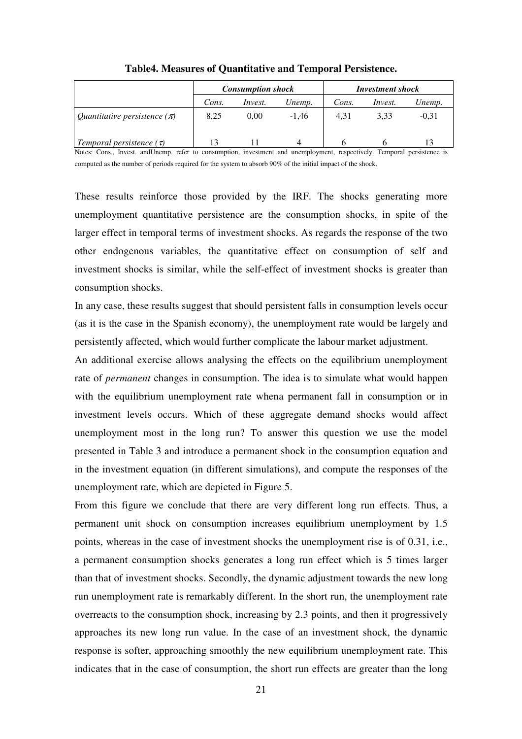**Table4. Measures of Quantitative and Temporal Persistence.**

| | *Consumption shock* | | | *Investment shock* | | |
|---|---|---|---|---|---|---|
| | *Cons.* | *Invest.* | *Unemp.* | *Cons.* | *Invest.* | *Unemp.* |
| *Quantitative persistence ($\pi$)* | 8,25 | 0,00 | -1,46 | 4,31 | 3,33 | -0,31 |
| *Temporal persistence ($\tau$)* | 13 | 11 | 4 | 6 | 6 | 13 |

Notes: Cons., Invest. andUnemp. refer to consumption, investment and unemployment, respectively. Temporal persistence is computed as the number of periods required for the system to absorb 90% of the initial impact of the shock.

These results reinforce those provided by the IRF. The shocks generating more unemployment quantitative persistence are the consumption shocks, in spite of the larger effect in temporal terms of investment shocks. As regards the response of the two other endogenous variables, the quantitative effect on consumption of self and investment shocks is similar, while the self-effect of investment shocks is greater than consumption shocks.

In any case, these results suggest that should persistent falls in consumption levels occur (as it is the case in the Spanish economy), the unemployment rate would be largely and persistently affected, which would further complicate the labour market adjustment.

An additional exercise allows analysing the effects on the equilibrium unemployment rate of *permanent* changes in consumption. The idea is to simulate what would happen with the equilibrium unemployment rate whena permanent fall in consumption or in investment levels occurs. Which of these aggregate demand shocks would affect unemployment most in the long run? To answer this question we use the model presented in Table 3 and introduce a permanent shock in the consumption equation and in the investment equation (in different simulations), and compute the responses of the unemployment rate, which are depicted in Figure 5.

From this figure we conclude that there are very different long run effects. Thus, a permanent unit shock on consumption increases equilibrium unemployment by 1.5 points, whereas in the case of investment shocks the unemployment rise is of 0.31, i.e., a permanent consumption shocks generates a long run effect which is 5 times larger than that of investment shocks. Secondly, the dynamic adjustment towards the new long run unemployment rate is remarkably different. In the short run, the unemployment rate overreacts to the consumption shock, increasing by 2.3 points, and then it progressively approaches its new long run value. In the case of an investment shock, the dynamic response is softer, approaching smoothly the new equilibrium unemployment rate. This indicates that in the case of consumption, the short run effects are greater than the long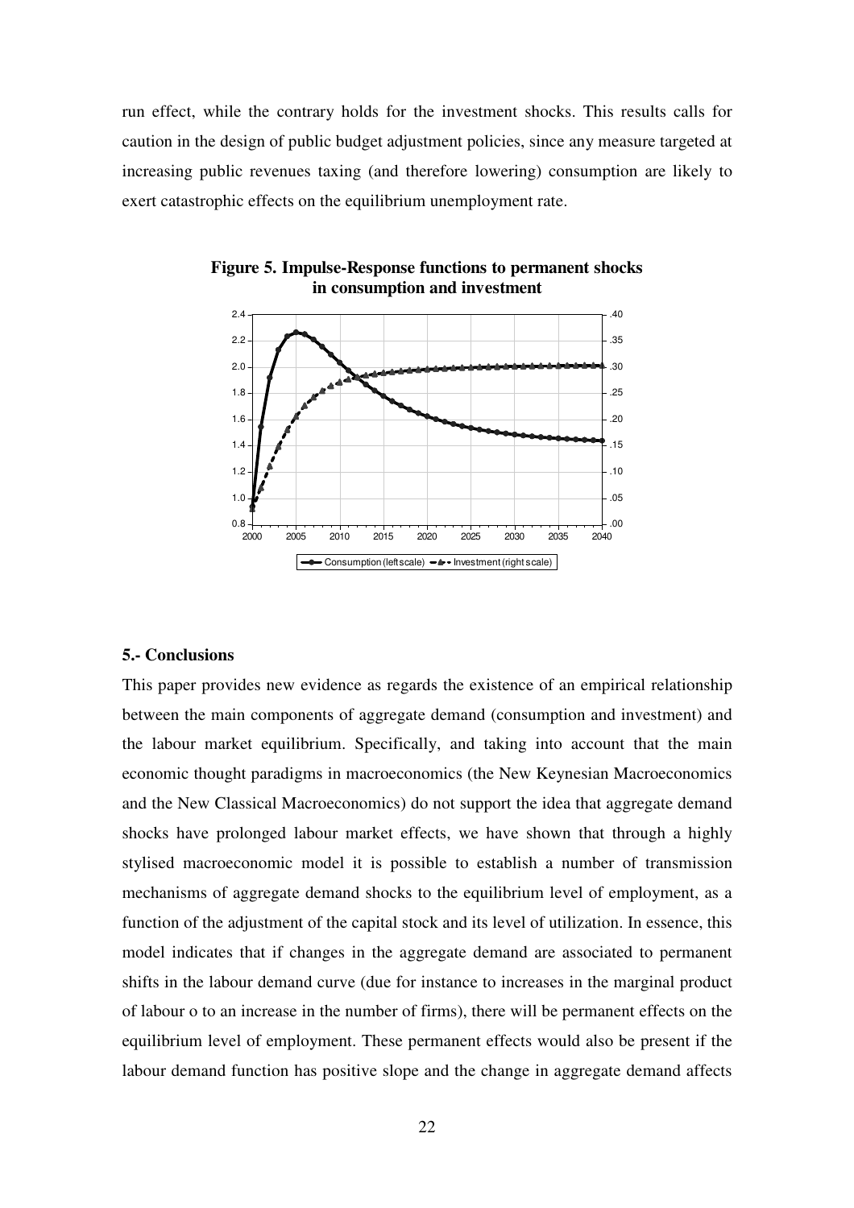run effect, while the contrary holds for the investment shocks. This results calls for caution in the design of public budget adjustment policies, since any measure targeted at increasing public revenues taxing (and therefore lowering) consumption are likely to exert catastrophic effects on the equilibrium unemployment rate.

**Figure 5. Impulse-Response functions to permanent shocks in consumption and investment**

## 5.- Conclusions

This paper provides new evidence as regards the existence of an empirical relationship between the main components of aggregate demand (consumption and investment) and the labour market equilibrium. Specifically, and taking into account that the main economic thought paradigms in macroeconomics (the New Keynesian Macroeconomics and the New Classical Macroeconomics) do not support the idea that aggregate demand shocks have prolonged labour market effects, we have shown that through a highly stylised macroeconomic model it is possible to establish a number of transmission mechanisms of aggregate demand shocks to the equilibrium level of employment, as a function of the adjustment of the capital stock and its level of utilization. In essence, this model indicates that if changes in the aggregate demand are associated to permanent shifts in the labour demand curve (due for instance to increases in the marginal product of labour o to an increase in the number of firms), there will be permanent effects on the equilibrium level of employment. These permanent effects would also be present if the labour demand function has positive slope and the change in aggregate demand affects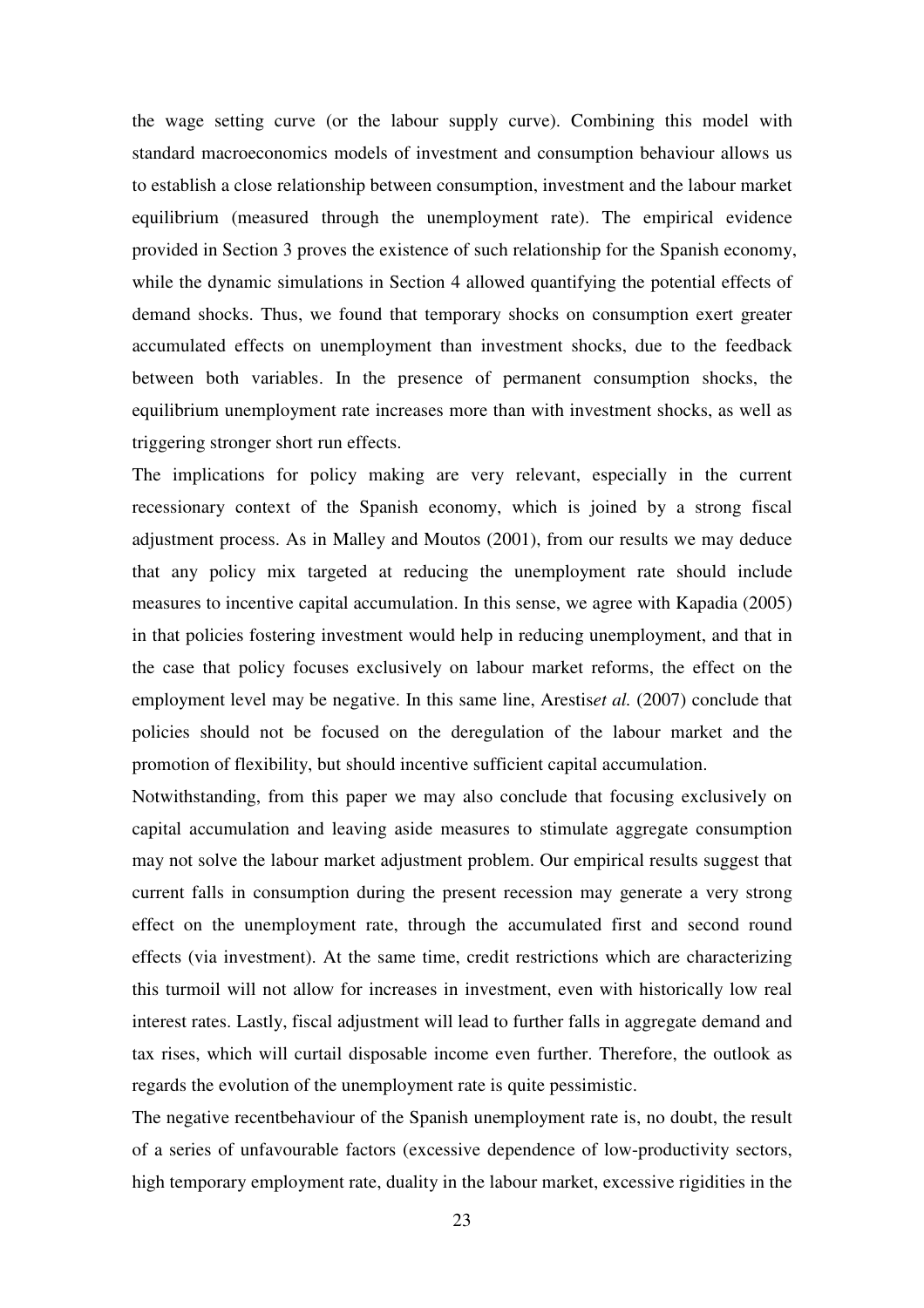the wage setting curve (or the labour supply curve). Combining this model with standard macroeconomics models of investment and consumption behaviour allows us to establish a close relationship between consumption, investment and the labour market equilibrium (measured through the unemployment rate). The empirical evidence provided in Section 3 proves the existence of such relationship for the Spanish economy, while the dynamic simulations in Section 4 allowed quantifying the potential effects of demand shocks. Thus, we found that temporary shocks on consumption exert greater accumulated effects on unemployment than investment shocks, due to the feedback between both variables. In the presence of permanent consumption shocks, the equilibrium unemployment rate increases more than with investment shocks, as well as triggering stronger short run effects.

The implications for policy making are very relevant, especially in the current recessionary context of the Spanish economy, which is joined by a strong fiscal adjustment process. As in Malley and Moutos (2001), from our results we may deduce that any policy mix targeted at reducing the unemployment rate should include measures to incentive capital accumulation. In this sense, we agree with Kapadia (2005) in that policies fostering investment would help in reducing unemployment, and that in the case that policy focuses exclusively on labour market reforms, the effect on the employment level may be negative. In this same line, Arestis*et al.* (2007) conclude that policies should not be focused on the deregulation of the labour market and the promotion of flexibility, but should incentive sufficient capital accumulation.

Notwithstanding, from this paper we may also conclude that focusing exclusively on capital accumulation and leaving aside measures to stimulate aggregate consumption may not solve the labour market adjustment problem. Our empirical results suggest that current falls in consumption during the present recession may generate a very strong effect on the unemployment rate, through the accumulated first and second round effects (via investment). At the same time, credit restrictions which are characterizing this turmoil will not allow for increases in investment, even with historically low real interest rates. Lastly, fiscal adjustment will lead to further falls in aggregate demand and tax rises, which will curtail disposable income even further. Therefore, the outlook as regards the evolution of the unemployment rate is quite pessimistic.

The negative recentbehaviour of the Spanish unemployment rate is, no doubt, the result of a series of unfavourable factors (excessive dependence of low-productivity sectors, high temporary employment rate, duality in the labour market, excessive rigidities in the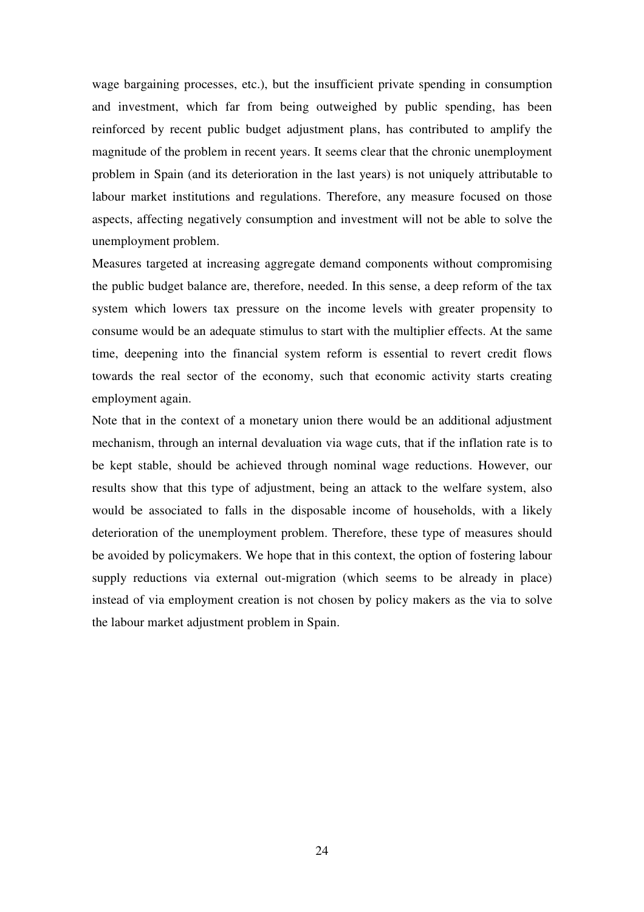wage bargaining processes, etc.), but the insufficient private spending in consumption and investment, which far from being outweighed by public spending, has been reinforced by recent public budget adjustment plans, has contributed to amplify the magnitude of the problem in recent years. It seems clear that the chronic unemployment problem in Spain (and its deterioration in the last years) is not uniquely attributable to labour market institutions and regulations. Therefore, any measure focused on those aspects, affecting negatively consumption and investment will not be able to solve the unemployment problem.

Measures targeted at increasing aggregate demand components without compromising the public budget balance are, therefore, needed. In this sense, a deep reform of the tax system which lowers tax pressure on the income levels with greater propensity to consume would be an adequate stimulus to start with the multiplier effects. At the same time, deepening into the financial system reform is essential to revert credit flows towards the real sector of the economy, such that economic activity starts creating employment again.

Note that in the context of a monetary union there would be an additional adjustment mechanism, through an internal devaluation via wage cuts, that if the inflation rate is to be kept stable, should be achieved through nominal wage reductions. However, our results show that this type of adjustment, being an attack to the welfare system, also would be associated to falls in the disposable income of households, with a likely deterioration of the unemployment problem. Therefore, these type of measures should be avoided by policymakers. We hope that in this context, the option of fostering labour supply reductions via external out-migration (which seems to be already in place) instead of via employment creation is not chosen by policy makers as the via to solve the labour market adjustment problem in Spain.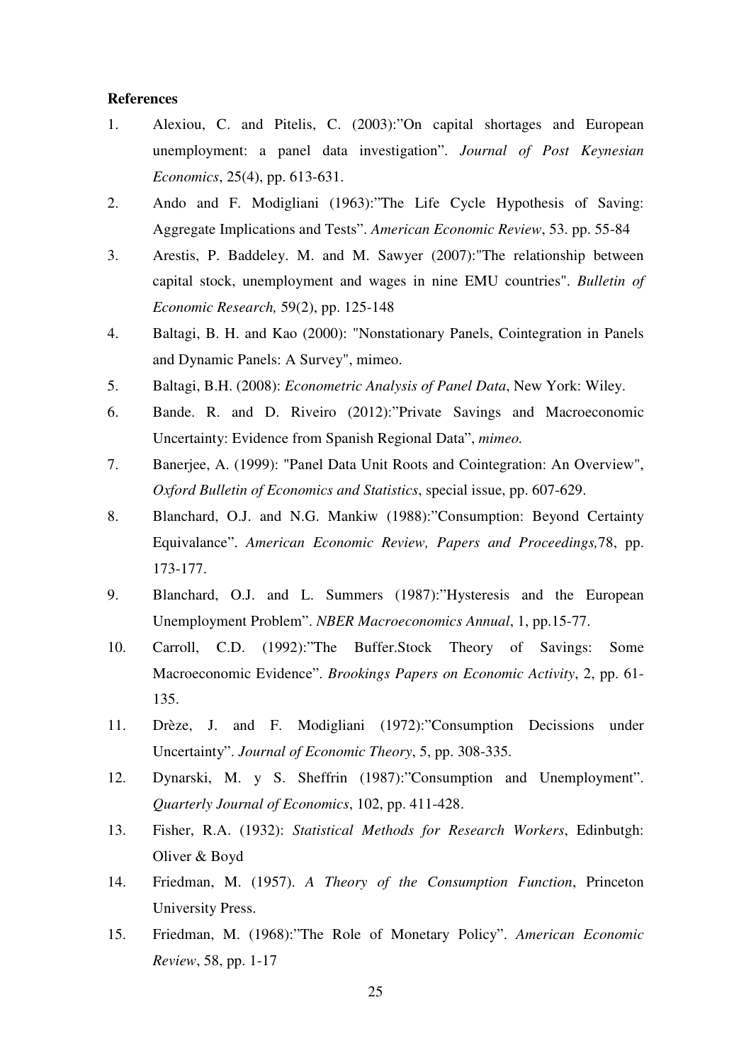**References**

1. Alexiou, C. and Pitelis, C. (2003):”On capital shortages and European unemployment: a panel data investigation”. *Journal of Post Keynesian Economics*, 25(4), pp. 613-631.
2. Ando and F. Modigliani (1963):”The Life Cycle Hypothesis of Saving: Aggregate Implications and Tests”. *American Economic Review*, 53. pp. 55-84
3. Arestis, P. Baddeley. M. and M. Sawyer (2007):"The relationship between capital stock, unemployment and wages in nine EMU countries". *Bulletin of Economic Research,* 59(2), pp. 125-148
4. Baltagi, B. H. and Kao (2000): "Nonstationary Panels, Cointegration in Panels and Dynamic Panels: A Survey", mimeo.
5. Baltagi, B.H. (2008): *Econometric Analysis of Panel Data*, New York: Wiley.
6. Bande. R. and D. Riveiro (2012):”Private Savings and Macroeconomic Uncertainty: Evidence from Spanish Regional Data”, *mimeo.*
7. Banerjee, A. (1999): "Panel Data Unit Roots and Cointegration: An Overview", *Oxford Bulletin of Economics and Statistics*, special issue, pp. 607-629.
8. Blanchard, O.J. and N.G. Mankiw (1988):”Consumption: Beyond Certainty Equivalance”. *American Economic Review, Papers and Proceedings,*78, pp. 173-177.
9. Blanchard, O.J. and L. Summers (1987):”Hysteresis and the European Unemployment Problem”. *NBER Macroeconomics Annual*, 1, pp.15-77.
10. Carroll, C.D. (1992):”The Buffer.Stock Theory of Savings: Some Macroeconomic Evidence”. *Brookings Papers on Economic Activity*, 2, pp. 61-135.
11. Drèze, J. and F. Modigliani (1972):”Consumption Decissions under Uncertainty”. *Journal of Economic Theory*, 5, pp. 308-335.
12. Dynarski, M. y S. Sheffrin (1987):”Consumption and Unemployment”. *Quarterly Journal of Economics*, 102, pp. 411-428.
13. Fisher, R.A. (1932): *Statistical Methods for Research Workers*, Edinbutgh: Oliver & Boyd
14. Friedman, M. (1957). *A Theory of the Consumption Function*, Princeton University Press.
15. Friedman, M. (1968):”The Role of Monetary Policy”. *American Economic Review*, 58, pp. 1-17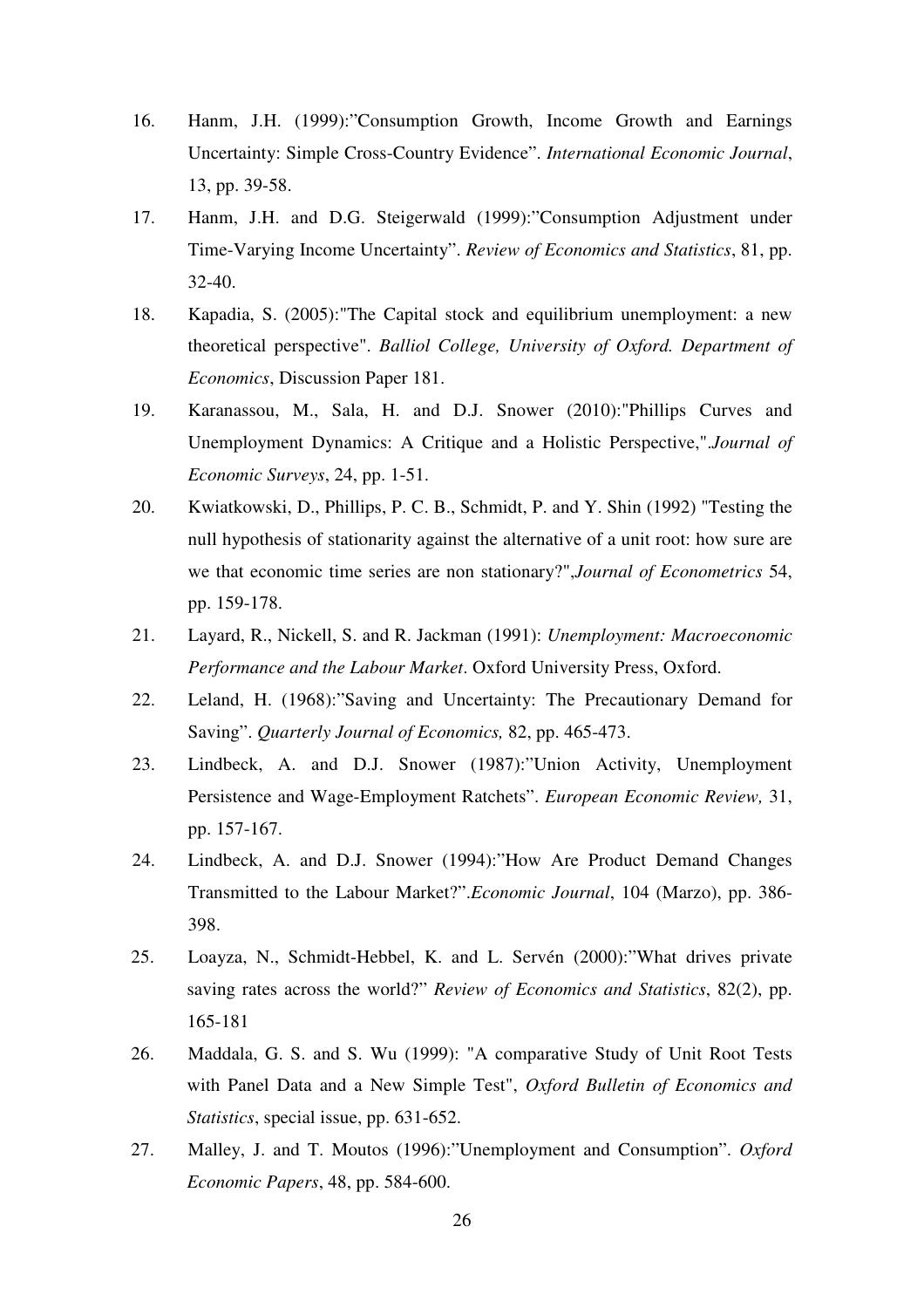16. Hanm, J.H. (1999):"Consumption Growth, Income Growth and Earnings Uncertainty: Simple Cross-Country Evidence". *International Economic Journal*, 13, pp. 39-58.

17. Hanm, J.H. and D.G. Steigerwald (1999):"Consumption Adjustment under Time-Varying Income Uncertainty". *Review of Economics and Statistics*, 81, pp. 32-40.

18. Kapadia, S. (2005):"The Capital stock and equilibrium unemployment: a new theoretical perspective". *Balliol College, University of Oxford. Department of Economics*, Discussion Paper 181.

19. Karanassou, M., Sala, H. and D.J. Snower (2010):"Phillips Curves and Unemployment Dynamics: A Critique and a Holistic Perspective,".*Journal of Economic Surveys*, 24, pp. 1-51.

20. Kwiatkowski, D., Phillips, P. C. B., Schmidt, P. and Y. Shin (1992) "Testing the null hypothesis of stationarity against the alternative of a unit root: how sure are we that economic time series are non stationary?",*Journal of Econometrics* 54, pp. 159-178.

21. Layard, R., Nickell, S. and R. Jackman (1991): *Unemployment: Macroeconomic Performance and the Labour Market*. Oxford University Press, Oxford.

22. Leland, H. (1968):"Saving and Uncertainty: The Precautionary Demand for Saving". *Quarterly Journal of Economics,* 82, pp. 465-473.

23. Lindbeck, A. and D.J. Snower (1987):"Union Activity, Unemployment Persistence and Wage-Employment Ratchets". *European Economic Review,* 31, pp. 157-167.

24. Lindbeck, A. and D.J. Snower (1994):"How Are Product Demand Changes Transmitted to the Labour Market?".*Economic Journal*, 104 (Marzo), pp. 386-398.

25. Loayza, N., Schmidt-Hebbel, K. and L. Servén (2000):"What drives private saving rates across the world?" *Review of Economics and Statistics*, 82(2), pp. 165-181

26. Maddala, G. S. and S. Wu (1999): "A comparative Study of Unit Root Tests with Panel Data and a New Simple Test", *Oxford Bulletin of Economics and Statistics*, special issue, pp. 631-652.

27. Malley, J. and T. Moutos (1996):"Unemployment and Consumption". *Oxford Economic Papers*, 48, pp. 584-600.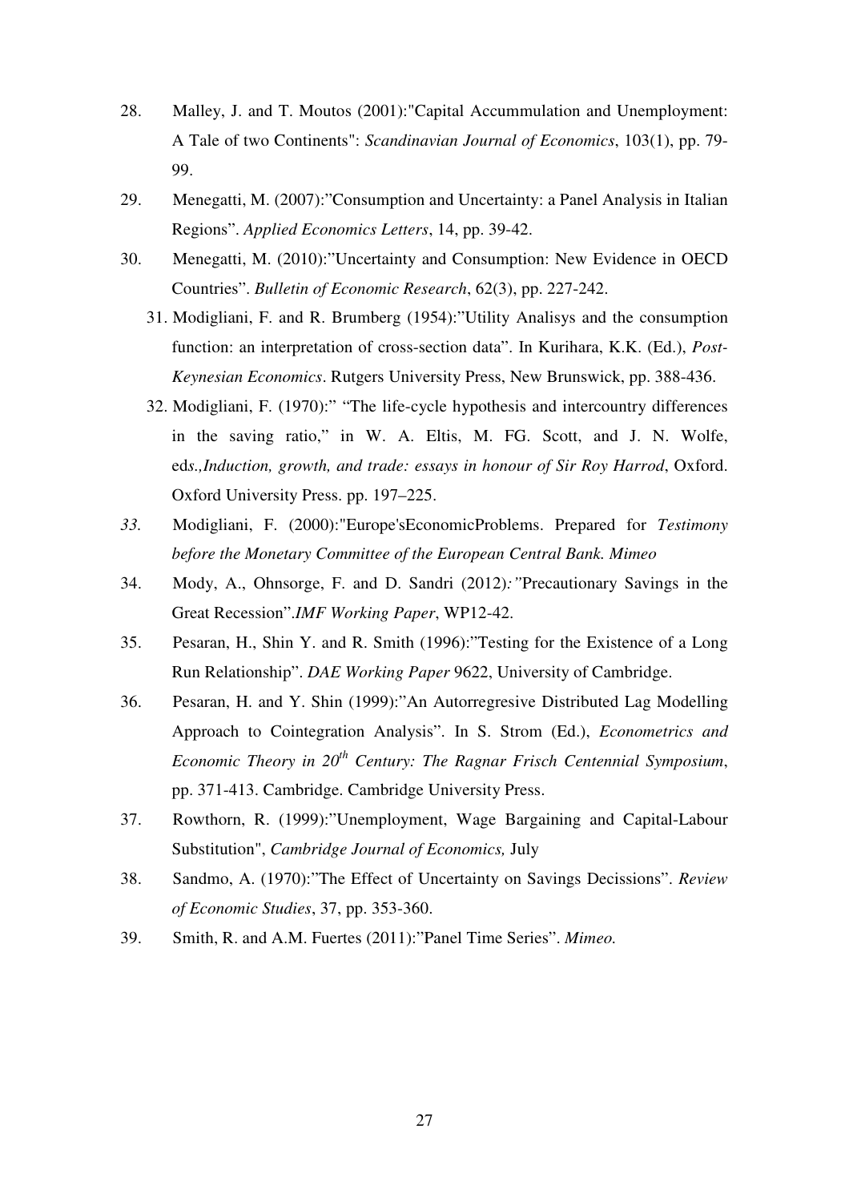28. Malley, J. and T. Moutos (2001):"Capital Accummulation and Unemployment: A Tale of two Continents": *Scandinavian Journal of Economics*, 103(1), pp. 79-99.
29. Menegatti, M. (2007):"Consumption and Uncertainty: a Panel Analysis in Italian Regions". *Applied Economics Letters*, 14, pp. 39-42.
30. Menegatti, M. (2010):"Uncertainty and Consumption: New Evidence in OECD Countries". *Bulletin of Economic Research*, 62(3), pp. 227-242.
31. Modigliani, F. and R. Brumberg (1954):"Utility Analisys and the consumption function: an interpretation of cross-section data". In Kurihara, K.K. (Ed.), *Post-Keynesian Economics*. Rutgers University Press, New Brunswick, pp. 388-436.
32. Modigliani, F. (1970):" "The life-cycle hypothesis and intercountry differences in the saving ratio," in W. A. Eltis, M. FG. Scott, and J. N. Wolfe, ed*s.,Induction, growth, and trade: essays in honour of Sir Roy Harrod*, Oxford. Oxford University Press. pp. 197–225.
33. Modigliani, F. (2000):"Europe'sEconomicProblems. Prepared for *Testimony before the Monetary Committee of the European Central Bank. Mimeo*
34. Mody, A., Ohnsorge, F. and D. Sandri (2012)*:"*Precautionary Savings in the Great Recession".*IMF Working Paper*, WP12-42.
35. Pesaran, H., Shin Y. and R. Smith (1996):"Testing for the Existence of a Long Run Relationship". *DAE Working Paper* 9622, University of Cambridge.
36. Pesaran, H. and Y. Shin (1999):"An Autorregresive Distributed Lag Modelling Approach to Cointegration Analysis". In S. Strom (Ed.), *Econometrics and Economic Theory in 20th Century: The Ragnar Frisch Centennial Symposium*, pp. 371-413. Cambridge. Cambridge University Press.
37. Rowthorn, R. (1999):"Unemployment, Wage Bargaining and Capital-Labour Substitution", *Cambridge Journal of Economics,* July
38. Sandmo, A. (1970):"The Effect of Uncertainty on Savings Decissions". *Review of Economic Studies*, 37, pp. 353-360.
39. Smith, R. and A.M. Fuertes (2011):"Panel Time Series". *Mimeo.*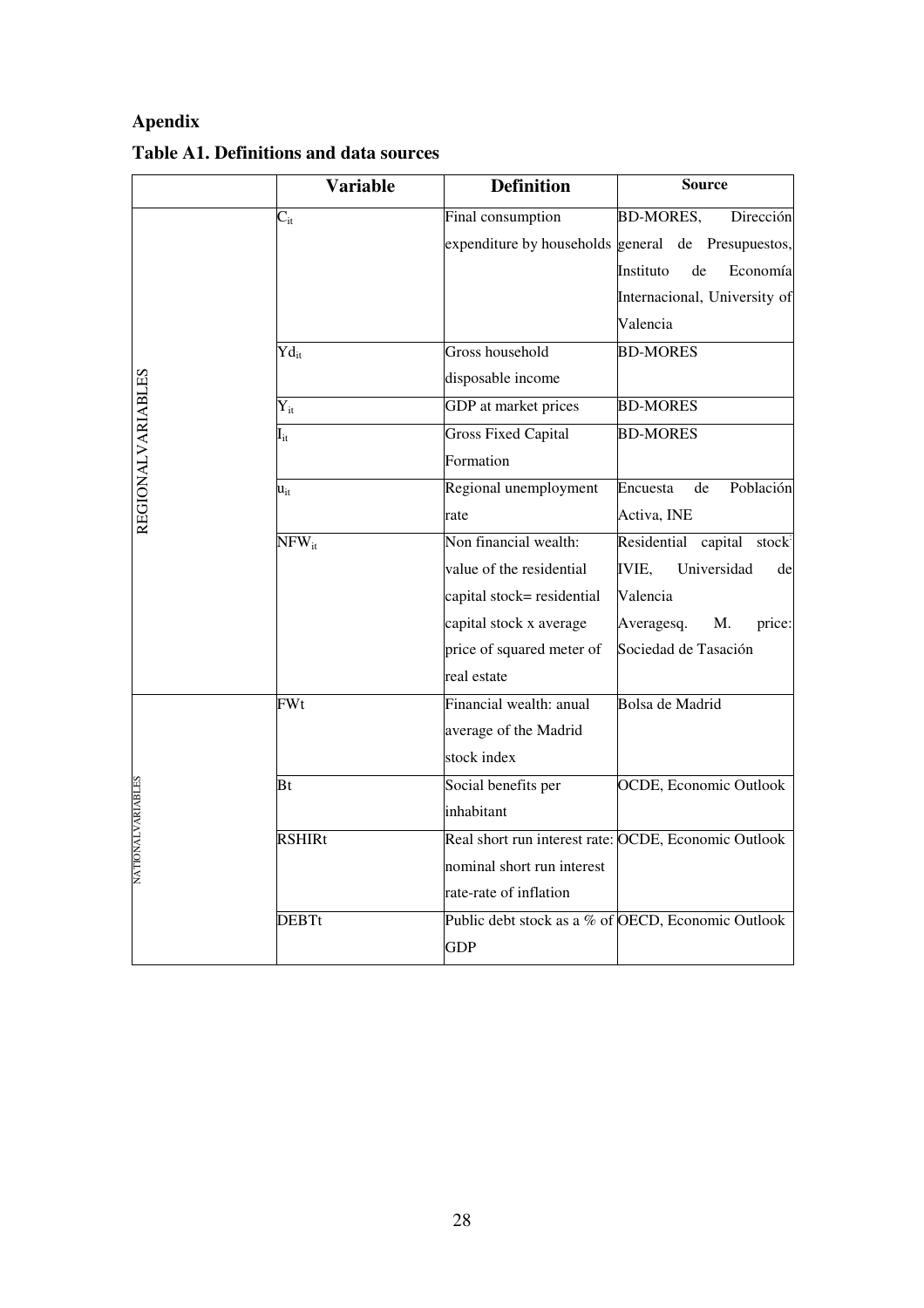## Apendix

### Table A1. Definitions and data sources

| | Variable | Definition | Source |
|---|---|---|---|
| REGIONAL VARIABLES | $C_{it}$ | Final consumption expenditure by households | BD-MORES, Dirección general de Presupuestos, Instituto de Economía Internacional, University of Valencia |
| | $Yd_{it}$ | Gross household disposable income | BD-MORES |
| | $Y_{it}$ | GDP at market prices | BD-MORES |
| | $I_{it}$ | Gross Fixed Capital Formation | BD-MORES |
| | $u_{it}$ | Regional unemployment rate | Encuesta de Población Activa, INE |
| | $NFW_{it}$ | Non financial wealth: value of the residential capital stock= residential capital stock x average price of squared meter of real estate | Residential capital stock: IVIE, Universidad de Valencia Averagesq. M. price: Sociedad de Tasación |
| NATIONAL VARIABLES | FWt | Financial wealth: anual average of the Madrid stock index | Bolsa de Madrid |
| | Bt | Social benefits per inhabitant | OCDE, Economic Outlook |
| | RSHIRt | Real short run interest rate: nominal short run interest rate-rate of inflation | OCDE, Economic Outlook |
| | DEBTt | Public debt stock as a % of GDP | OECD, Economic Outlook |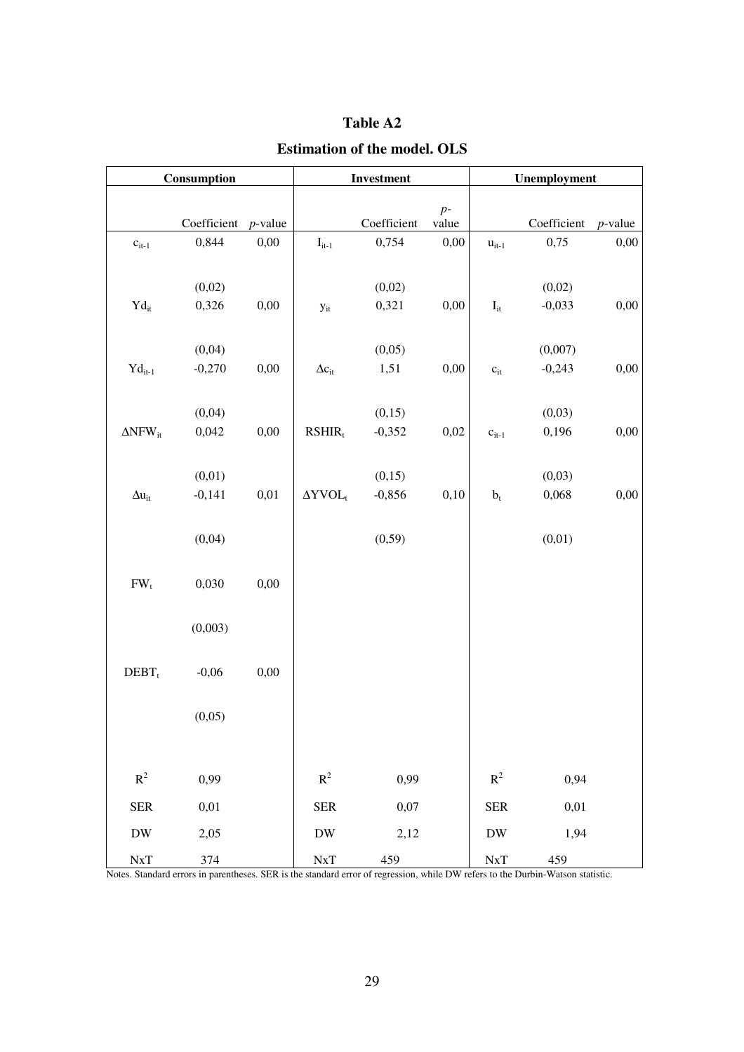# Table A2

## Estimation of the model. OLS

| Consumption | | | Investment | | | Unemployment | | |
|---|---|---|---|---|---|---|---|---|
| | Coefficient | *p*-value | | Coefficient | *p*-value | | Coefficient | *p*-value |
| $c_{it-1}$ | 0,844 | 0,00 | $I_{it-1}$ | 0,754 | 0,00 | $u_{it-1}$ | 0,75 | 0,00 |
| | (0,02) | | | (0,02) | | | (0,02) | |
| $Yd_{it}$ | 0,326 | 0,00 | $y_{it}$ | 0,321 | 0,00 | $I_{it}$ | -0,033 | 0,00 |
| | (0,04) | | | (0,05) | | | (0,007) | |
| $Yd_{it-1}$ | -0,270 | 0,00 | $\Delta c_{it}$ | 1,51 | 0,00 | $c_{it}$ | -0,243 | 0,00 |
| | (0,04) | | | (0,15) | | | (0,03) | |
| $\Delta NFW_{it}$ | 0,042 | 0,00 | $RSHIR_t$ | -0,352 | 0,02 | $c_{it-1}$ | 0,196 | 0,00 |
| | (0,01) | | | (0,15) | | | (0,03) | |
| $\Delta u_{it}$ | -0,141 | 0,01 | $\Delta YVOL_t$ | -0,856 | 0,10 | $b_t$ | 0,068 | 0,00 |
| | (0,04) | | | (0,59) | | | (0,01) | |
| $FW_t$ | 0,030 | 0,00 | | | | | | |
| | (0,003) | | | | | | | |
| $DEBT_t$ | -0,06 | 0,00 | | | | | | |
| | (0,05) | | | | | | | |
| $R^2$ | 0,99 | | $R^2$ | 0,99 | | $R^2$ | 0,94 | |
| SER | 0,01 | | SER | 0,07 | | SER | 0,01 | |
| DW | 2,05 | | DW | 2,12 | | DW | 1,94 | |
| NxT | 374 | | NxT | 459 | | NxT | 459 | |

Notes. Standard errors in parentheses. SER is the standard error of regression, while DW refers to the Durbin-Watson statistic.